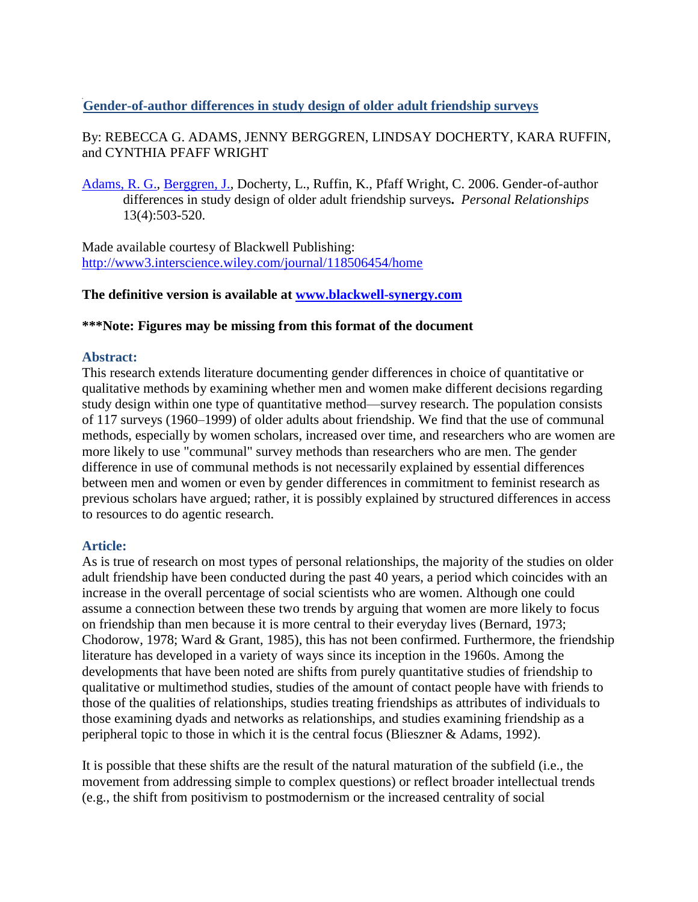# Gender-of-author differences in study design of older adult friendship surveys

By: REBECCA G. ADAMS, JENNY BERGGREN, LINDSAY DOCHERTY, KARA RUFFIN, and CYNTHIA PFAFF WRIGHT

Adams, R. G., Berggren, J., Docherty, L., Ruffin, K., Pfaff Wright, C. 2006. Gender-of-author differences in study design of older adult friendship surveys. *Personal Relationships* 13(4):503-520.

Made available courtesy of Blackwell Publishing: http://www3.interscience.wiley.com/journal/118506454/home

**The definitive version is available at www.blackwell-synergy.com**

**\*\*\*Note: Figures may be missing from this format of the document**

## Abstract:

This research extends literature documenting gender differences in choice of quantitative or qualitative methods by examining whether men and women make different decisions regarding study design within one type of quantitative method—survey research. The population consists of 117 surveys (1960–1999) of older adults about friendship. We find that the use of communal methods, especially by women scholars, increased over time, and researchers who are women are more likely to use "communal" survey methods than researchers who are men. The gender difference in use of communal methods is not necessarily explained by essential differences between men and women or even by gender differences in commitment to feminist research as previous scholars have argued; rather, it is possibly explained by structured differences in access to resources to do agentic research.

## Article:

As is true of research on most types of personal relationships, the majority of the studies on older adult friendship have been conducted during the past 40 years, a period which coincides with an increase in the overall percentage of social scientists who are women. Although one could assume a connection between these two trends by arguing that women are more likely to focus on friendship than men because it is more central to their everyday lives (Bernard, 1973; Chodorow, 1978; Ward & Grant, 1985), this has not been confirmed. Furthermore, the friendship literature has developed in a variety of ways since its inception in the 1960s. Among the developments that have been noted are shifts from purely quantitative studies of friendship to qualitative or multimethod studies, studies of the amount of contact people have with friends to those of the qualities of relationships, studies treating friendships as attributes of individuals to those examining dyads and networks as relationships, and studies examining friendship as a peripheral topic to those in which it is the central focus (Blieszner & Adams, 1992).

It is possible that these shifts are the result of the natural maturation of the subfield (i.e., the movement from addressing simple to complex questions) or reflect broader intellectual trends (e.g., the shift from positivism to postmodernism or the increased centrality of social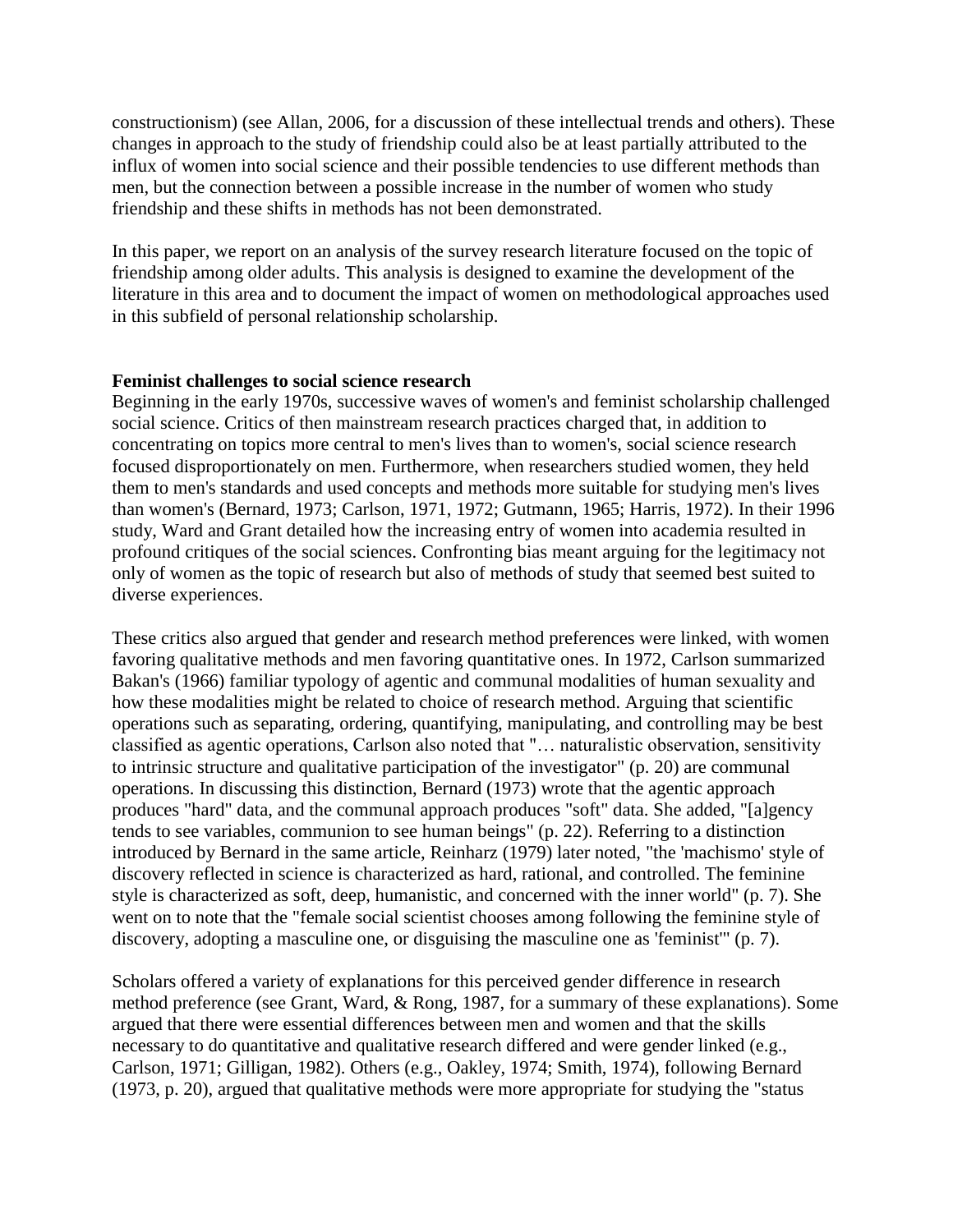constructionism) (see Allan, 2006, for a discussion of these intellectual trends and others). These changes in approach to the study of friendship could also be at least partially attributed to the influx of women into social science and their possible tendencies to use different methods than men, but the connection between a possible increase in the number of women who study friendship and these shifts in methods has not been demonstrated.

In this paper, we report on an analysis of the survey research literature focused on the topic of friendship among older adults. This analysis is designed to examine the development of the literature in this area and to document the impact of women on methodological approaches used in this subfield of personal relationship scholarship.

## Feminist challenges to social science research

Beginning in the early 1970s, successive waves of women's and feminist scholarship challenged social science. Critics of then mainstream research practices charged that, in addition to concentrating on topics more central to men's lives than to women's, social science research focused disproportionately on men. Furthermore, when researchers studied women, they held them to men's standards and used concepts and methods more suitable for studying men's lives than women's (Bernard, 1973; Carlson, 1971, 1972; Gutmann, 1965; Harris, 1972). In their 1996 study, Ward and Grant detailed how the increasing entry of women into academia resulted in profound critiques of the social sciences. Confronting bias meant arguing for the legitimacy not only of women as the topic of research but also of methods of study that seemed best suited to diverse experiences.

These critics also argued that gender and research method preferences were linked, with women favoring qualitative methods and men favoring quantitative ones. In 1972, Carlson summarized Bakan's (1966) familiar typology of agentic and communal modalities of human sexuality and how these modalities might be related to choice of research method. Arguing that scientific operations such as separating, ordering, quantifying, manipulating, and controlling may be best classified as agentic operations, Carlson also noted that "… naturalistic observation, sensitivity to intrinsic structure and qualitative participation of the investigator" (p. 20) are communal operations. In discussing this distinction, Bernard (1973) wrote that the agentic approach produces "hard" data, and the communal approach produces "soft" data. She added, "[a]gency tends to see variables, communion to see human beings" (p. 22). Referring to a distinction introduced by Bernard in the same article, Reinharz (1979) later noted, "the 'machismo' style of discovery reflected in science is characterized as hard, rational, and controlled. The feminine style is characterized as soft, deep, humanistic, and concerned with the inner world" (p. 7). She went on to note that the "female social scientist chooses among following the feminine style of discovery, adopting a masculine one, or disguising the masculine one as 'feminist'" (p. 7).

Scholars offered a variety of explanations for this perceived gender difference in research method preference (see Grant, Ward, & Rong, 1987, for a summary of these explanations). Some argued that there were essential differences between men and women and that the skills necessary to do quantitative and qualitative research differed and were gender linked (e.g., Carlson, 1971; Gilligan, 1982). Others (e.g., Oakley, 1974; Smith, 1974), following Bernard (1973, p. 20), argued that qualitative methods were more appropriate for studying the "status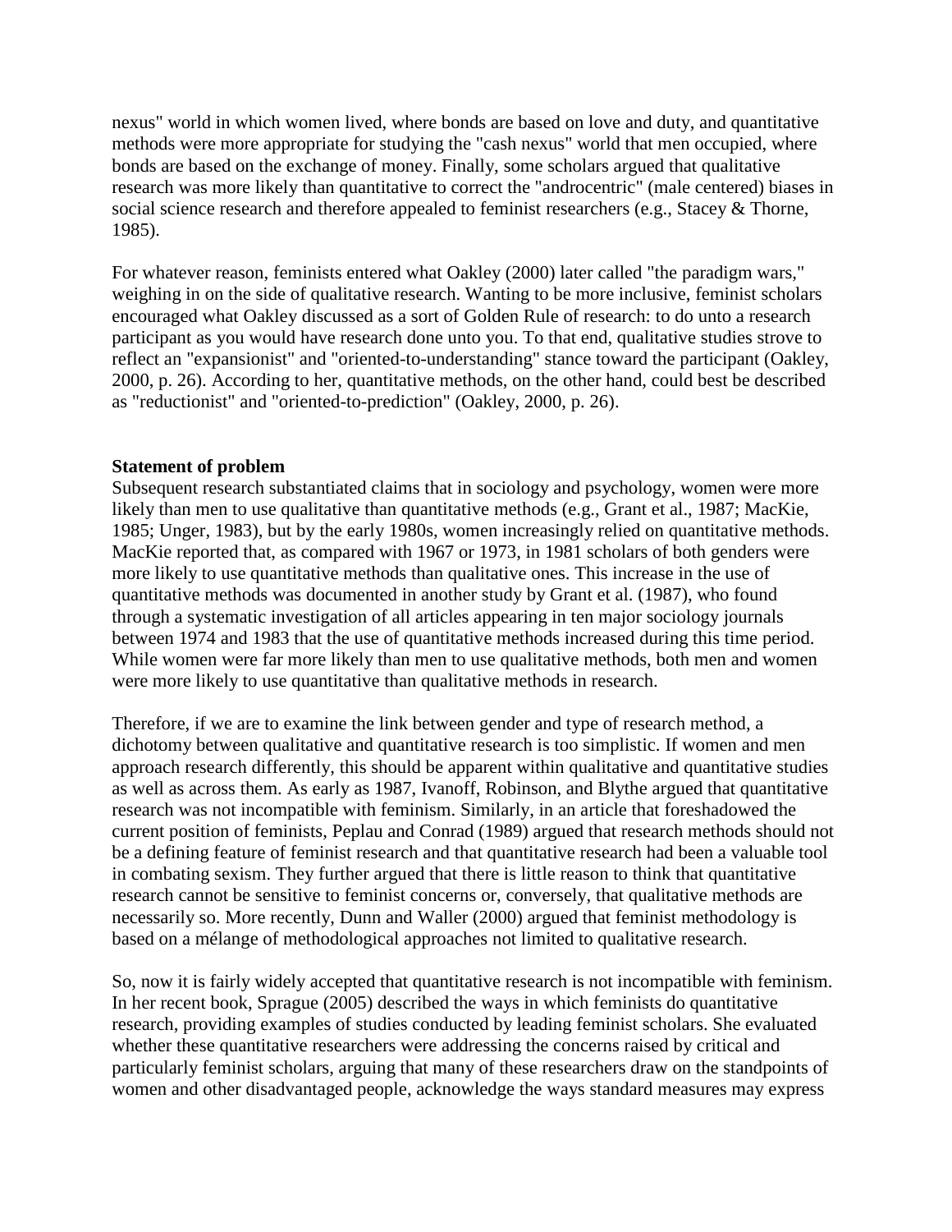nexus" world in which women lived, where bonds are based on love and duty, and quantitative methods were more appropriate for studying the "cash nexus" world that men occupied, where bonds are based on the exchange of money. Finally, some scholars argued that qualitative research was more likely than quantitative to correct the "androcentric" (male centered) biases in social science research and therefore appealed to feminist researchers (e.g., Stacey & Thorne, 1985).

For whatever reason, feminists entered what Oakley (2000) later called "the paradigm wars," weighing in on the side of qualitative research. Wanting to be more inclusive, feminist scholars encouraged what Oakley discussed as a sort of Golden Rule of research: to do unto a research participant as you would have research done unto you. To that end, qualitative studies strove to reflect an "expansionist" and "oriented-to-understanding" stance toward the participant (Oakley, 2000, p. 26). According to her, quantitative methods, on the other hand, could best be described as "reductionist" and "oriented-to-prediction" (Oakley, 2000, p. 26).

**Statement of problem**

Subsequent research substantiated claims that in sociology and psychology, women were more likely than men to use qualitative than quantitative methods (e.g., Grant et al., 1987; MacKie, 1985; Unger, 1983), but by the early 1980s, women increasingly relied on quantitative methods. MacKie reported that, as compared with 1967 or 1973, in 1981 scholars of both genders were more likely to use quantitative methods than qualitative ones. This increase in the use of quantitative methods was documented in another study by Grant et al. (1987), who found through a systematic investigation of all articles appearing in ten major sociology journals between 1974 and 1983 that the use of quantitative methods increased during this time period. While women were far more likely than men to use qualitative methods, both men and women were more likely to use quantitative than qualitative methods in research.

Therefore, if we are to examine the link between gender and type of research method, a dichotomy between qualitative and quantitative research is too simplistic. If women and men approach research differently, this should be apparent within qualitative and quantitative studies as well as across them. As early as 1987, Ivanoff, Robinson, and Blythe argued that quantitative research was not incompatible with feminism. Similarly, in an article that foreshadowed the current position of feminists, Peplau and Conrad (1989) argued that research methods should not be a defining feature of feminist research and that quantitative research had been a valuable tool in combating sexism. They further argued that there is little reason to think that quantitative research cannot be sensitive to feminist concerns or, conversely, that qualitative methods are necessarily so. More recently, Dunn and Waller (2000) argued that feminist methodology is based on a mélange of methodological approaches not limited to qualitative research.

So, now it is fairly widely accepted that quantitative research is not incompatible with feminism. In her recent book, Sprague (2005) described the ways in which feminists do quantitative research, providing examples of studies conducted by leading feminist scholars. She evaluated whether these quantitative researchers were addressing the concerns raised by critical and particularly feminist scholars, arguing that many of these researchers draw on the standpoints of women and other disadvantaged people, acknowledge the ways standard measures may express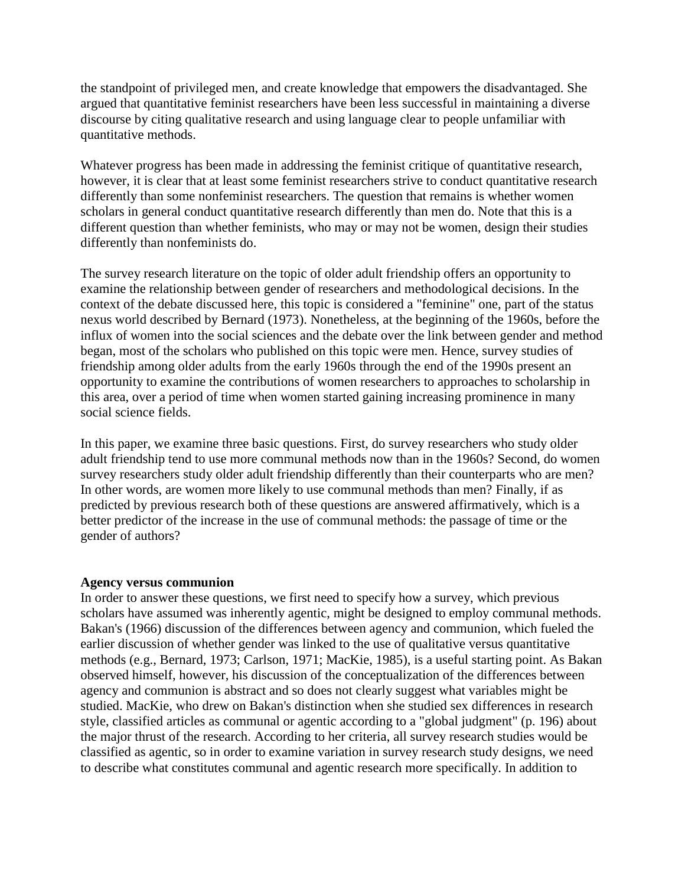the standpoint of privileged men, and create knowledge that empowers the disadvantaged. She argued that quantitative feminist researchers have been less successful in maintaining a diverse discourse by citing qualitative research and using language clear to people unfamiliar with quantitative methods.

Whatever progress has been made in addressing the feminist critique of quantitative research, however, it is clear that at least some feminist researchers strive to conduct quantitative research differently than some nonfeminist researchers. The question that remains is whether women scholars in general conduct quantitative research differently than men do. Note that this is a different question than whether feminists, who may or may not be women, design their studies differently than nonfeminists do.

The survey research literature on the topic of older adult friendship offers an opportunity to examine the relationship between gender of researchers and methodological decisions. In the context of the debate discussed here, this topic is considered a "feminine" one, part of the status nexus world described by Bernard (1973). Nonetheless, at the beginning of the 1960s, before the influx of women into the social sciences and the debate over the link between gender and method began, most of the scholars who published on this topic were men. Hence, survey studies of friendship among older adults from the early 1960s through the end of the 1990s present an opportunity to examine the contributions of women researchers to approaches to scholarship in this area, over a period of time when women started gaining increasing prominence in many social science fields.

In this paper, we examine three basic questions. First, do survey researchers who study older adult friendship tend to use more communal methods now than in the 1960s? Second, do women survey researchers study older adult friendship differently than their counterparts who are men? In other words, are women more likely to use communal methods than men? Finally, if as predicted by previous research both of these questions are answered affirmatively, which is a better predictor of the increase in the use of communal methods: the passage of time or the gender of authors?

**Agency versus communion**

In order to answer these questions, we first need to specify how a survey, which previous scholars have assumed was inherently agentic, might be designed to employ communal methods. Bakan's (1966) discussion of the differences between agency and communion, which fueled the earlier discussion of whether gender was linked to the use of qualitative versus quantitative methods (e.g., Bernard, 1973; Carlson, 1971; MacKie, 1985), is a useful starting point. As Bakan observed himself, however, his discussion of the conceptualization of the differences between agency and communion is abstract and so does not clearly suggest what variables might be studied. MacKie, who drew on Bakan's distinction when she studied sex differences in research style, classified articles as communal or agentic according to a "global judgment" (p. 196) about the major thrust of the research. According to her criteria, all survey research studies would be classified as agentic, so in order to examine variation in survey research study designs, we need to describe what constitutes communal and agentic research more specifically. In addition to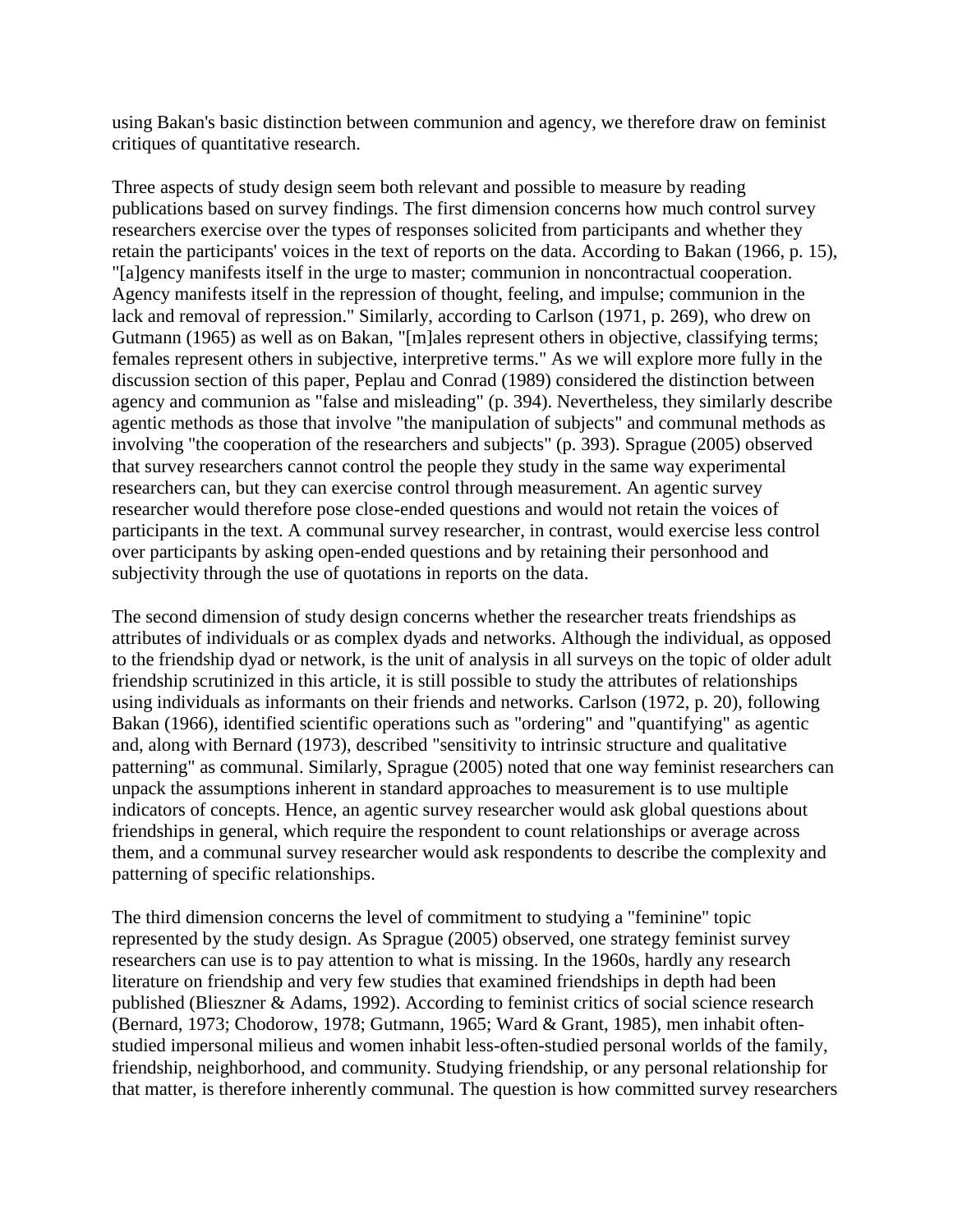using Bakan's basic distinction between communion and agency, we therefore draw on feminist critiques of quantitative research.

Three aspects of study design seem both relevant and possible to measure by reading publications based on survey findings. The first dimension concerns how much control survey researchers exercise over the types of responses solicited from participants and whether they retain the participants' voices in the text of reports on the data. According to Bakan (1966, p. 15), "[a]gency manifests itself in the urge to master; communion in noncontractual cooperation. Agency manifests itself in the repression of thought, feeling, and impulse; communion in the lack and removal of repression." Similarly, according to Carlson (1971, p. 269), who drew on Gutmann (1965) as well as on Bakan, "[m]ales represent others in objective, classifying terms; females represent others in subjective, interpretive terms." As we will explore more fully in the discussion section of this paper, Peplau and Conrad (1989) considered the distinction between agency and communion as "false and misleading" (p. 394). Nevertheless, they similarly describe agentic methods as those that involve "the manipulation of subjects" and communal methods as involving "the cooperation of the researchers and subjects" (p. 393). Sprague (2005) observed that survey researchers cannot control the people they study in the same way experimental researchers can, but they can exercise control through measurement. An agentic survey researcher would therefore pose close-ended questions and would not retain the voices of participants in the text. A communal survey researcher, in contrast, would exercise less control over participants by asking open-ended questions and by retaining their personhood and subjectivity through the use of quotations in reports on the data.

The second dimension of study design concerns whether the researcher treats friendships as attributes of individuals or as complex dyads and networks. Although the individual, as opposed to the friendship dyad or network, is the unit of analysis in all surveys on the topic of older adult friendship scrutinized in this article, it is still possible to study the attributes of relationships using individuals as informants on their friends and networks. Carlson (1972, p. 20), following Bakan (1966), identified scientific operations such as "ordering" and "quantifying" as agentic and, along with Bernard (1973), described "sensitivity to intrinsic structure and qualitative patterning" as communal. Similarly, Sprague (2005) noted that one way feminist researchers can unpack the assumptions inherent in standard approaches to measurement is to use multiple indicators of concepts. Hence, an agentic survey researcher would ask global questions about friendships in general, which require the respondent to count relationships or average across them, and a communal survey researcher would ask respondents to describe the complexity and patterning of specific relationships.

The third dimension concerns the level of commitment to studying a "feminine" topic represented by the study design. As Sprague (2005) observed, one strategy feminist survey researchers can use is to pay attention to what is missing. In the 1960s, hardly any research literature on friendship and very few studies that examined friendships in depth had been published (Blieszner & Adams, 1992). According to feminist critics of social science research (Bernard, 1973; Chodorow, 1978; Gutmann, 1965; Ward & Grant, 1985), men inhabit often-studied impersonal milieus and women inhabit less-often-studied personal worlds of the family, friendship, neighborhood, and community. Studying friendship, or any personal relationship for that matter, is therefore inherently communal. The question is how committed survey researchers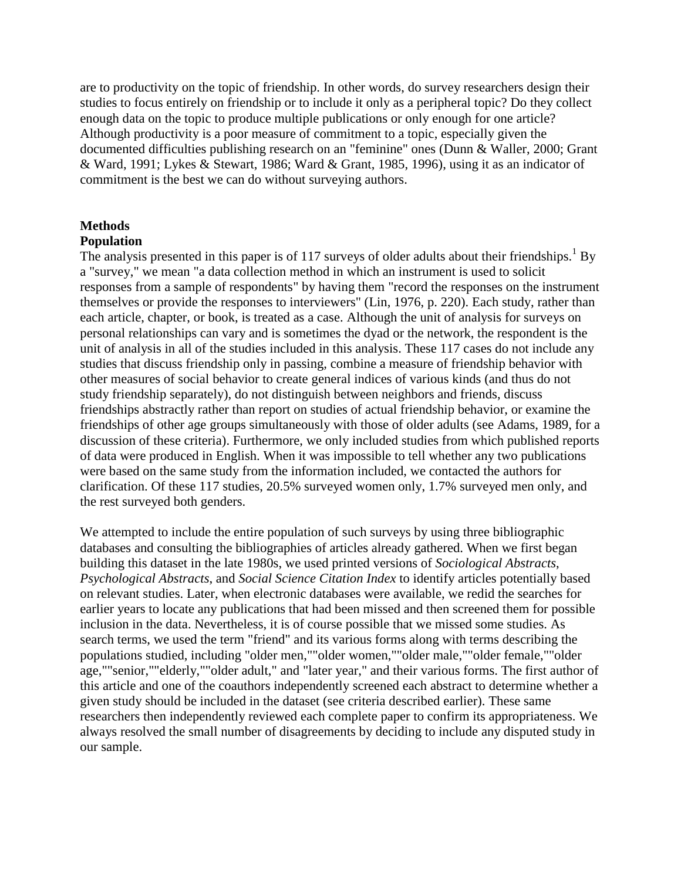are to productivity on the topic of friendship. In other words, do survey researchers design their studies to focus entirely on friendship or to include it only as a peripheral topic? Do they collect enough data on the topic to produce multiple publications or only enough for one article? Although productivity is a poor measure of commitment to a topic, especially given the documented difficulties publishing research on an "feminine" ones (Dunn & Waller, 2000; Grant & Ward, 1991; Lykes & Stewart, 1986; Ward & Grant, 1985, 1996), using it as an indicator of commitment is the best we can do without surveying authors.

## Methods

### Population

The analysis presented in this paper is of 117 surveys of older adults about their friendships.[1] By a "survey," we mean "a data collection method in which an instrument is used to solicit responses from a sample of respondents" by having them "record the responses on the instrument themselves or provide the responses to interviewers" (Lin, 1976, p. 220). Each study, rather than each article, chapter, or book, is treated as a case. Although the unit of analysis for surveys on personal relationships can vary and is sometimes the dyad or the network, the respondent is the unit of analysis in all of the studies included in this analysis. These 117 cases do not include any studies that discuss friendship only in passing, combine a measure of friendship behavior with other measures of social behavior to create general indices of various kinds (and thus do not study friendship separately), do not distinguish between neighbors and friends, discuss friendships abstractly rather than report on studies of actual friendship behavior, or examine the friendships of other age groups simultaneously with those of older adults (see Adams, 1989, for a discussion of these criteria). Furthermore, we only included studies from which published reports of data were produced in English. When it was impossible to tell whether any two publications were based on the same study from the information included, we contacted the authors for clarification. Of these 117 studies, 20.5% surveyed women only, 1.7% surveyed men only, and the rest surveyed both genders.

We attempted to include the entire population of such surveys by using three bibliographic databases and consulting the bibliographies of articles already gathered. When we first began building this dataset in the late 1980s, we used printed versions of *Sociological Abstracts*, *Psychological Abstracts*, and *Social Science Citation Index* to identify articles potentially based on relevant studies. Later, when electronic databases were available, we redid the searches for earlier years to locate any publications that had been missed and then screened them for possible inclusion in the data. Nevertheless, it is of course possible that we missed some studies. As search terms, we used the term "friend" and its various forms along with terms describing the populations studied, including "older men,""older women,""older male,""older female,""older age,""senior,""elderly,""older adult," and "later year," and their various forms. The first author of this article and one of the coauthors independently screened each abstract to determine whether a given study should be included in the dataset (see criteria described earlier). These same researchers then independently reviewed each complete paper to confirm its appropriateness. We always resolved the small number of disagreements by deciding to include any disputed study in our sample.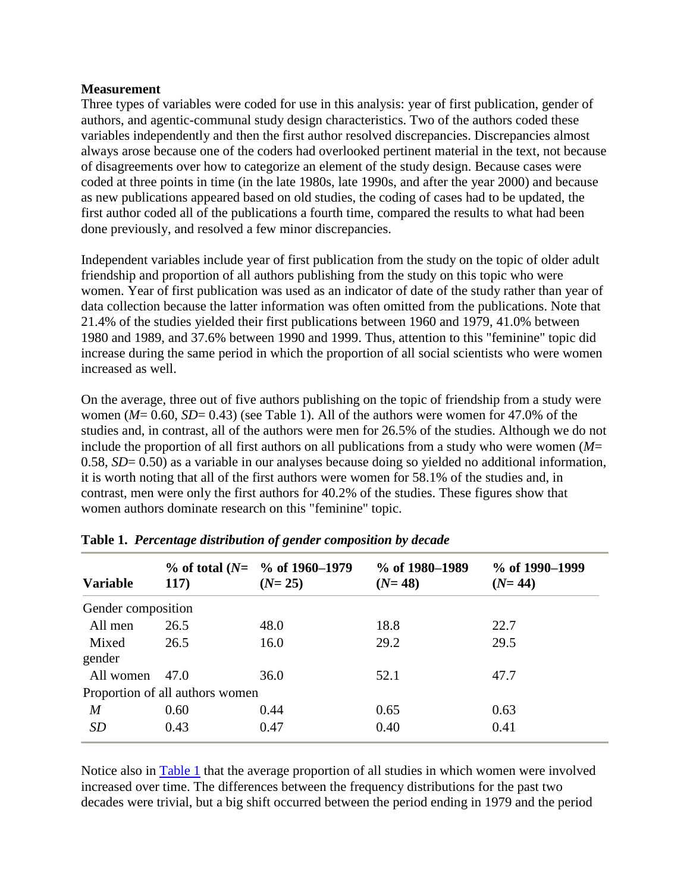**Measurement**

Three types of variables were coded for use in this analysis: year of first publication, gender of authors, and agentic-communal study design characteristics. Two of the authors coded these variables independently and then the first author resolved discrepancies. Discrepancies almost always arose because one of the coders had overlooked pertinent material in the text, not because of disagreements over how to categorize an element of the study design. Because cases were coded at three points in time (in the late 1980s, late 1990s, and after the year 2000) and because as new publications appeared based on old studies, the coding of cases had to be updated, the first author coded all of the publications a fourth time, compared the results to what had been done previously, and resolved a few minor discrepancies.

Independent variables include year of first publication from the study on the topic of older adult friendship and proportion of all authors publishing from the study on this topic who were women. Year of first publication was used as an indicator of date of the study rather than year of data collection because the latter information was often omitted from the publications. Note that 21.4% of the studies yielded their first publications between 1960 and 1979, 41.0% between 1980 and 1989, and 37.6% between 1990 and 1999. Thus, attention to this "feminine" topic did increase during the same period in which the proportion of all social scientists who were women increased as well.

On the average, three out of five authors publishing on the topic of friendship from a study were women ($M$= 0.60, $SD$= 0.43) (see Table 1). All of the authors were women for 47.0% of the studies and, in contrast, all of the authors were men for 26.5% of the studies. Although we do not include the proportion of all first authors on all publications from a study who were women ($M$= 0.58, $SD$= 0.50) as a variable in our analyses because doing so yielded no additional information, it is worth noting that all of the first authors were women for 58.1% of the studies and, in contrast, men were only the first authors for 40.2% of the studies. These figures show that women authors dominate research on this "feminine" topic.

**Table 1.** ***Percentage distribution of gender composition by decade***

| Variable | % of total ($N$= 117) | % of 1960–1979 ($N$= 25) | % of 1980–1989 ($N$= 48) | % of 1990–1999 ($N$= 44) |
|---|---|---|---|---|
| Gender composition | | | | |
| All men | 26.5 | 48.0 | 18.8 | 22.7 |
| Mixed gender | 26.5 | 16.0 | 29.2 | 29.5 |
| All women | 47.0 | 36.0 | 52.1 | 47.7 |
| Proportion of all authors women | | | | |
| $M$ | 0.60 | 0.44 | 0.65 | 0.63 |
| $SD$ | 0.43 | 0.47 | 0.40 | 0.41 |

Notice also in Table 1 that the average proportion of all studies in which women were involved increased over time. The differences between the frequency distributions for the past two decades were trivial, but a big shift occurred between the period ending in 1979 and the period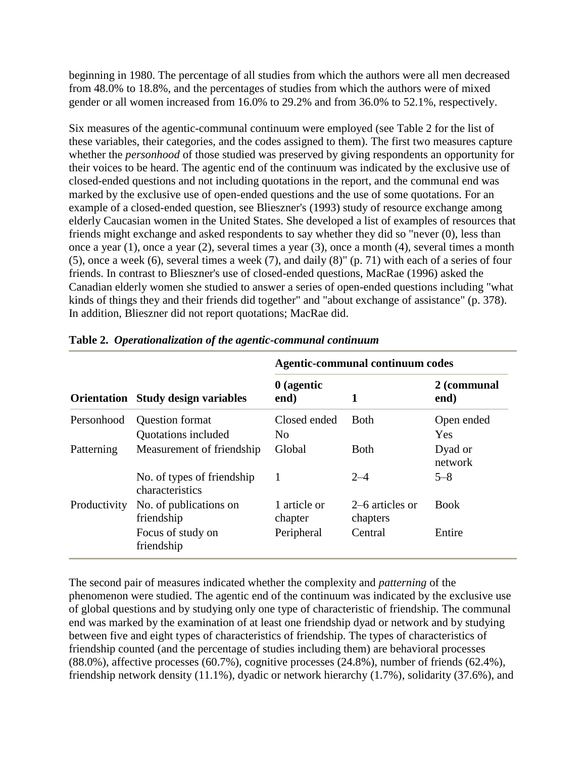beginning in 1980. The percentage of all studies from which the authors were all men decreased from 48.0% to 18.8%, and the percentages of studies from which the authors were of mixed gender or all women increased from 16.0% to 29.2% and from 36.0% to 52.1%, respectively.

Six measures of the agentic-communal continuum were employed (see Table 2 for the list of these variables, their categories, and the codes assigned to them). The first two measures capture whether the *personhood* of those studied was preserved by giving respondents an opportunity for their voices to be heard. The agentic end of the continuum was indicated by the exclusive use of closed-ended questions and not including quotations in the report, and the communal end was marked by the exclusive use of open-ended questions and the use of some quotations. For an example of a closed-ended question, see Blieszner's (1993) study of resource exchange among elderly Caucasian women in the United States. She developed a list of examples of resources that friends might exchange and asked respondents to say whether they did so "never (0), less than once a year (1), once a year (2), several times a year (3), once a month (4), several times a month (5), once a week (6), several times a week (7), and daily (8)" (p. 71) with each of a series of four friends. In contrast to Blieszner's use of closed-ended questions, MacRae (1996) asked the Canadian elderly women she studied to answer a series of open-ended questions including "what kinds of things they and their friends did together" and "about exchange of assistance" (p. 378). In addition, Blieszner did not report quotations; MacRae did.

**Table 2.** ***Operationalization of the agentic-communal continuum***

| | | Agentic-communal continuum codes | | |
|---|---|---|---|---|
| **Orientation** | **Study design variables** | **0 (agentic end)** | **1** | **2 (communal end)** |
| Personhood | Question format | Closed ended | Both | Open ended |
| | Quotations included | No | | Yes |
| Patterning | Measurement of friendship | Global | Both | Dyad or network |
| | No. of types of friendship characteristics | 1 | 2–4 | 5–8 |
| Productivity | No. of publications on friendship | 1 article or chapter | 2–6 articles or chapters | Book |
| | Focus of study on friendship | Peripheral | Central | Entire |

The second pair of measures indicated whether the complexity and *patterning* of the phenomenon were studied. The agentic end of the continuum was indicated by the exclusive use of global questions and by studying only one type of characteristic of friendship. The communal end was marked by the examination of at least one friendship dyad or network and by studying between five and eight types of characteristics of friendship. The types of characteristics of friendship counted (and the percentage of studies including them) are behavioral processes (88.0%), affective processes (60.7%), cognitive processes (24.8%), number of friends (62.4%), friendship network density (11.1%), dyadic or network hierarchy (1.7%), solidarity (37.6%), and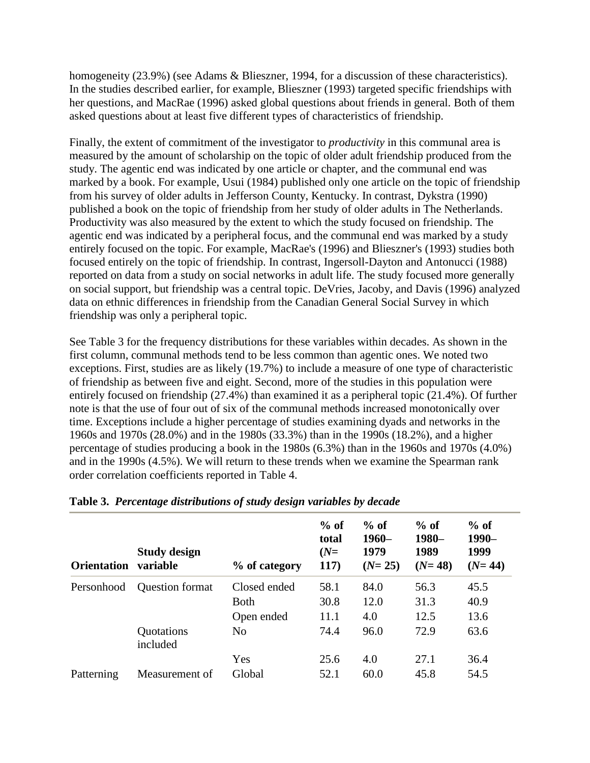homogeneity (23.9%) (see Adams & Blieszner, 1994, for a discussion of these characteristics). In the studies described earlier, for example, Blieszner (1993) targeted specific friendships with her questions, and MacRae (1996) asked global questions about friends in general. Both of them asked questions about at least five different types of characteristics of friendship.

Finally, the extent of commitment of the investigator to *productivity* in this communal area is measured by the amount of scholarship on the topic of older adult friendship produced from the study. The agentic end was indicated by one article or chapter, and the communal end was marked by a book. For example, Usui (1984) published only one article on the topic of friendship from his survey of older adults in Jefferson County, Kentucky. In contrast, Dykstra (1990) published a book on the topic of friendship from her study of older adults in The Netherlands. Productivity was also measured by the extent to which the study focused on friendship. The agentic end was indicated by a peripheral focus, and the communal end was marked by a study entirely focused on the topic. For example, MacRae's (1996) and Blieszner's (1993) studies both focused entirely on the topic of friendship. In contrast, Ingersoll-Dayton and Antonucci (1988) reported on data from a study on social networks in adult life. The study focused more generally on social support, but friendship was a central topic. DeVries, Jacoby, and Davis (1996) analyzed data on ethnic differences in friendship from the Canadian General Social Survey in which friendship was only a peripheral topic.

See Table 3 for the frequency distributions for these variables within decades. As shown in the first column, communal methods tend to be less common than agentic ones. We noted two exceptions. First, studies are as likely (19.7%) to include a measure of one type of characteristic of friendship as between five and eight. Second, more of the studies in this population were entirely focused on friendship (27.4%) than examined it as a peripheral topic (21.4%). Of further note is that the use of four out of six of the communal methods increased monotonically over time. Exceptions include a higher percentage of studies examining dyads and networks in the 1960s and 1970s (28.0%) and in the 1980s (33.3%) than in the 1990s (18.2%), and a higher percentage of studies producing a book in the 1980s (6.3%) than in the 1960s and 1970s (4.0%) and in the 1990s (4.5%). We will return to these trends when we examine the Spearman rank order correlation coefficients reported in Table 4.

**Table 3.** ***Percentage distributions of study design variables by decade***

| Orientation | Study design variable | % of category | % of total (*N*= 117) | % of 1960–1979 (*N*= 25) | % of 1980–1989 (*N*= 48) | % of 1990–1999 (*N*= 44) |
|---|---|---|---|---|---|---|
| Personhood | Question format | Closed ended | 58.1 | 84.0 | 56.3 | 45.5 |
| | | Both | 30.8 | 12.0 | 31.3 | 40.9 |
| | | Open ended | 11.1 | 4.0 | 12.5 | 13.6 |
| | Quotations included | No | 74.4 | 96.0 | 72.9 | 63.6 |
| | | Yes | 25.6 | 4.0 | 27.1 | 36.4 |
| Patterning | Measurement of | Global | 52.1 | 60.0 | 45.8 | 54.5 |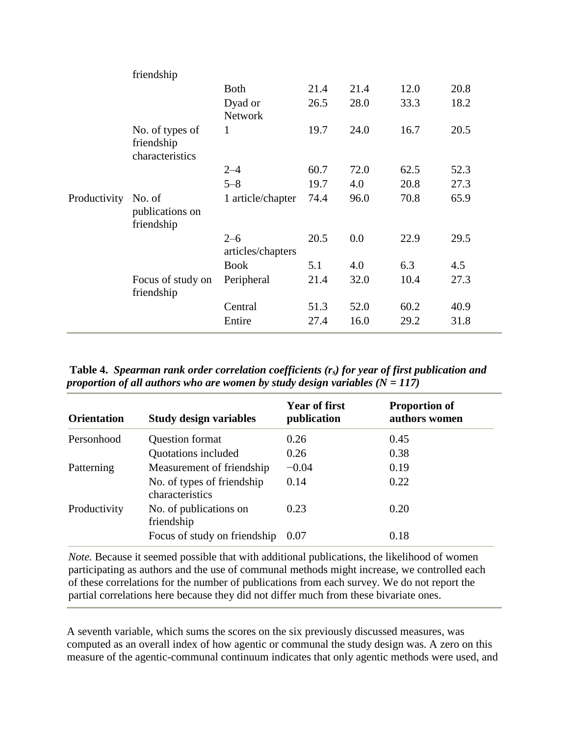| | friendship | | | | | |
|---|---|---|---|---|---|---|
| | | Both | 21.4 | 21.4 | 12.0 | 20.8 |
| | | Dyad or Network | 26.5 | 28.0 | 33.3 | 18.2 |
| | No. of types of friendship characteristics | 1 | 19.7 | 24.0 | 16.7 | 20.5 |
| | | 2–4 | 60.7 | 72.0 | 62.5 | 52.3 |
| | | 5–8 | 19.7 | 4.0 | 20.8 | 27.3 |
| Productivity | No. of publications on friendship | 1 article/chapter | 74.4 | 96.0 | 70.8 | 65.9 |
| | | 2–6 articles/chapters | 20.5 | 0.0 | 22.9 | 29.5 |
| | | Book | 5.1 | 4.0 | 6.3 | 4.5 |
| | Focus of study on friendship | Peripheral | 21.4 | 32.0 | 10.4 | 27.3 |
| | | Central | 51.3 | 52.0 | 60.2 | 40.9 |
| | | Entire | 27.4 | 16.0 | 29.2 | 31.8 |

**Table 4.** ***Spearman rank order correlation coefficients ($r_s$) for year of first publication and proportion of all authors who are women by study design variables (N = 117)***

| Orientation | Study design variables | Year of first publication | Proportion of authors women |
|---|---|---|---|
| Personhood | Question format | 0.26 | 0.45 |
| | Quotations included | 0.26 | 0.38 |
| Patterning | Measurement of friendship | −0.04 | 0.19 |
| | No. of types of friendship characteristics | 0.14 | 0.22 |
| Productivity | No. of publications on friendship | 0.23 | 0.20 |
| | Focus of study on friendship | 0.07 | 0.18 |

*Note.* Because it seemed possible that with additional publications, the likelihood of women participating as authors and the use of communal methods might increase, we controlled each of these correlations for the number of publications from each survey. We do not report the partial correlations here because they did not differ much from these bivariate ones.

A seventh variable, which sums the scores on the six previously discussed measures, was computed as an overall index of how agentic or communal the study design was. A zero on this measure of the agentic-communal continuum indicates that only agentic methods were used, and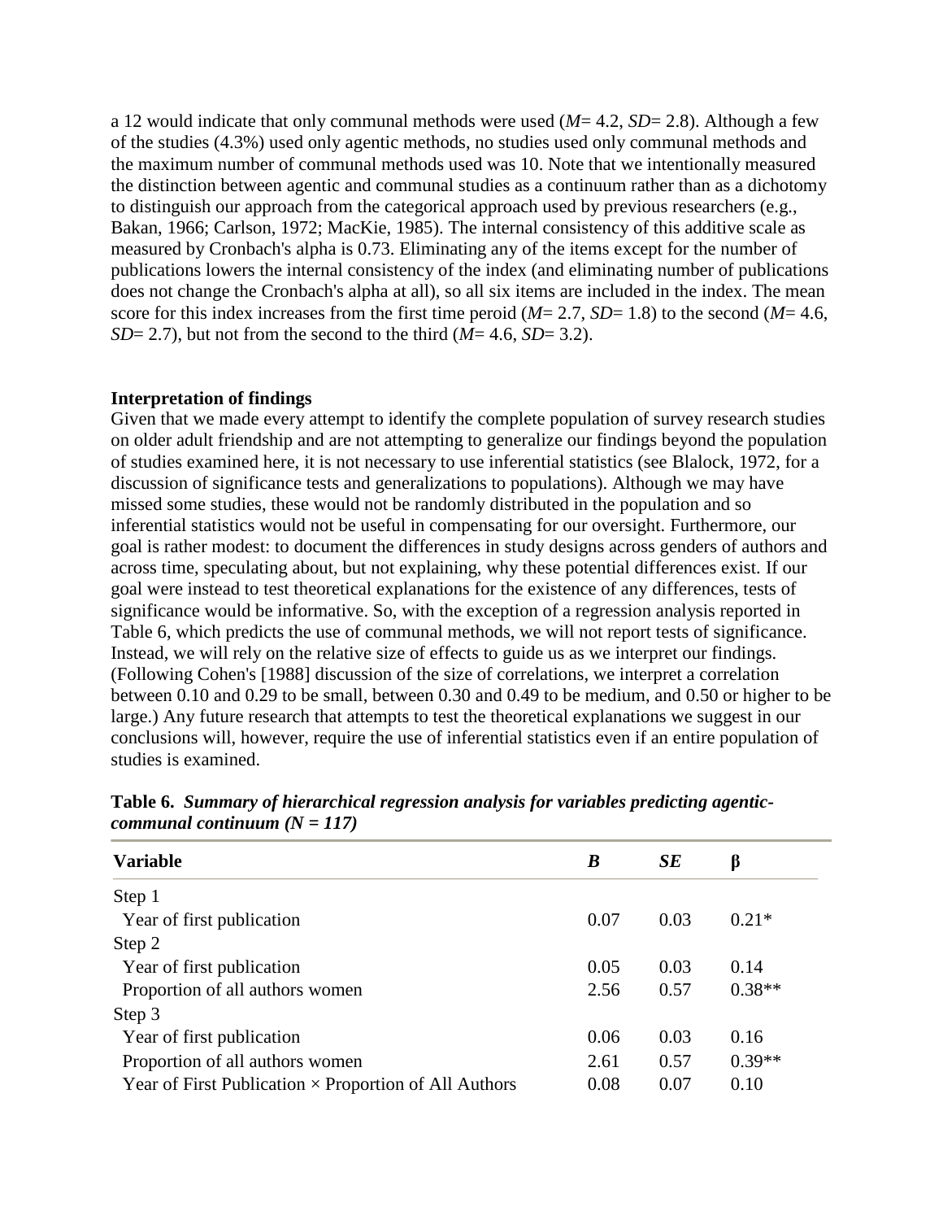a 12 would indicate that only communal methods were used (*M*= 4.2, *SD*= 2.8). Although a few of the studies (4.3%) used only agentic methods, no studies used only communal methods and the maximum number of communal methods used was 10. Note that we intentionally measured the distinction between agentic and communal studies as a continuum rather than as a dichotomy to distinguish our approach from the categorical approach used by previous researchers (e.g., Bakan, 1966; Carlson, 1972; MacKie, 1985). The internal consistency of this additive scale as measured by Cronbach's alpha is 0.73. Eliminating any of the items except for the number of publications lowers the internal consistency of the index (and eliminating number of publications does not change the Cronbach's alpha at all), so all six items are included in the index. The mean score for this index increases from the first time peroid (*M*= 2.7, *SD*= 1.8) to the second (*M*= 4.6, *SD*= 2.7), but not from the second to the third (*M*= 4.6, *SD*= 3.2).

**Interpretation of findings**

Given that we made every attempt to identify the complete population of survey research studies on older adult friendship and are not attempting to generalize our findings beyond the population of studies examined here, it is not necessary to use inferential statistics (see Blalock, 1972, for a discussion of significance tests and generalizations to populations). Although we may have missed some studies, these would not be randomly distributed in the population and so inferential statistics would not be useful in compensating for our oversight. Furthermore, our goal is rather modest: to document the differences in study designs across genders of authors and across time, speculating about, but not explaining, why these potential differences exist. If our goal were instead to test theoretical explanations for the existence of any differences, tests of significance would be informative. So, with the exception of a regression analysis reported in Table 6, which predicts the use of communal methods, we will not report tests of significance. Instead, we will rely on the relative size of effects to guide us as we interpret our findings. (Following Cohen's [1988] discussion of the size of correlations, we interpret a correlation between 0.10 and 0.29 to be small, between 0.30 and 0.49 to be medium, and 0.50 or higher to be large.) Any future research that attempts to test the theoretical explanations we suggest in our conclusions will, however, require the use of inferential statistics even if an entire population of studies is examined.

**Table 6.** ***Summary of hierarchical regression analysis for variables predicting agentic-communal continuum (N = 117)***

| Variable | *B* | *SE* | β |
|---|---|---|---|
| Step 1 | | | |
| Year of first publication | 0.07 | 0.03 | 0.21* |
| Step 2 | | | |
| Year of first publication | 0.05 | 0.03 | 0.14 |
| Proportion of all authors women | 2.56 | 0.57 | 0.38** |
| Step 3 | | | |
| Year of first publication | 0.06 | 0.03 | 0.16 |
| Proportion of all authors women | 2.61 | 0.57 | 0.39** |
| Year of First Publication × Proportion of All Authors | 0.08 | 0.07 | 0.10 |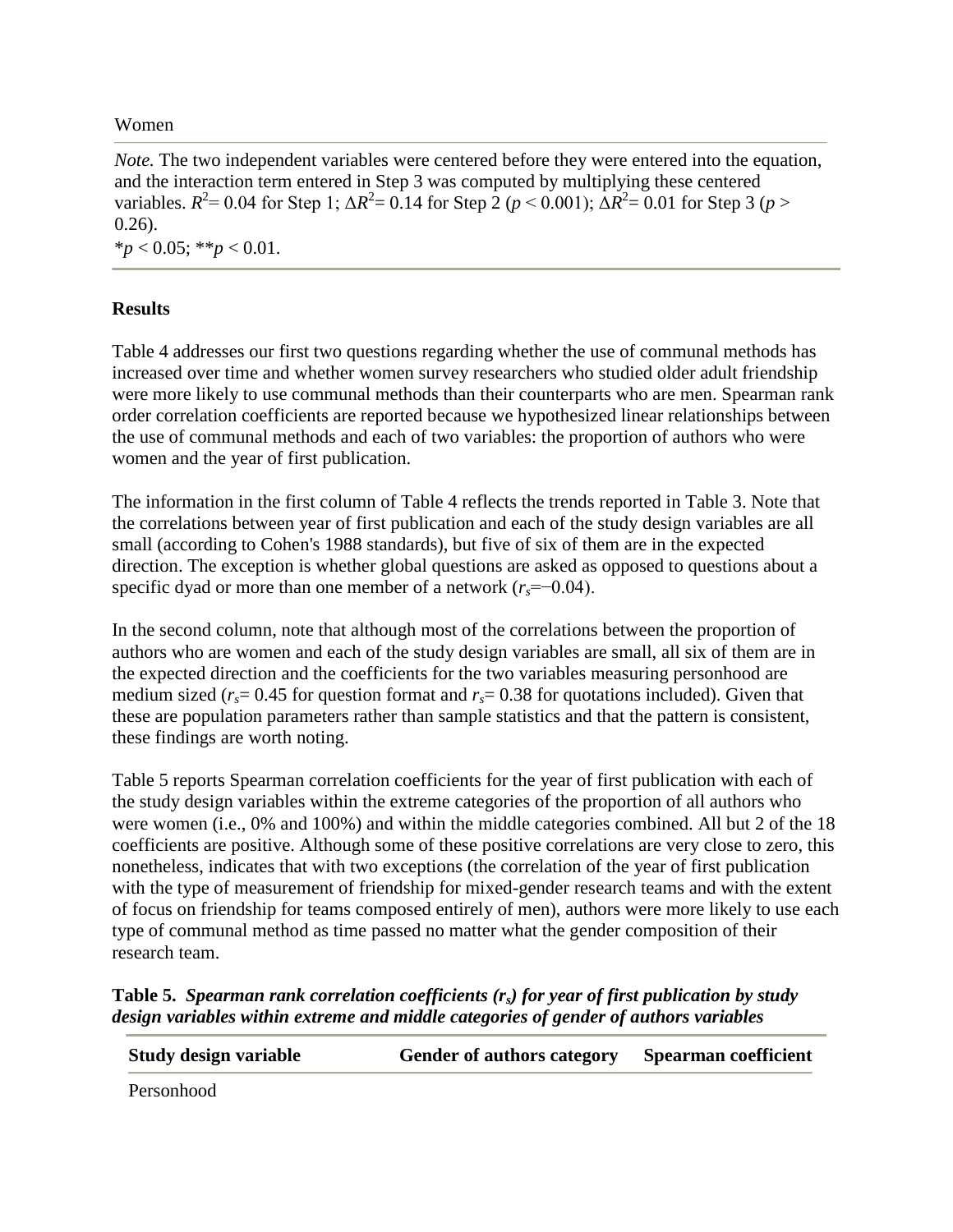| Women | | |
|---|---|---|

*Note.* The two independent variables were centered before they were entered into the equation, and the interaction term entered in Step 3 was computed by multiplying these centered variables. $R^2 = 0.04$ for Step 1; $\Delta R^2 = 0.14$ for Step 2 ($p < 0.001$); $\Delta R^2 = 0.01$ for Step 3 ($p > 0.26$).
\*$p < 0.05$; \*\*$p < 0.01$.

## Results

Table 4 addresses our first two questions regarding whether the use of communal methods has increased over time and whether women survey researchers who studied older adult friendship were more likely to use communal methods than their counterparts who are men. Spearman rank order correlation coefficients are reported because we hypothesized linear relationships between the use of communal methods and each of two variables: the proportion of authors who were women and the year of first publication.

The information in the first column of Table 4 reflects the trends reported in Table 3. Note that the correlations between year of first publication and each of the study design variables are all small (according to Cohen's 1988 standards), but five of six of them are in the expected direction. The exception is whether global questions are asked as opposed to questions about a specific dyad or more than one member of a network ($r_s = -0.04$).

In the second column, note that although most of the correlations between the proportion of authors who are women and each of the study design variables are small, all six of them are in the expected direction and the coefficients for the two variables measuring personhood are medium sized ($r_s = 0.45$ for question format and $r_s = 0.38$ for quotations included). Given that these are population parameters rather than sample statistics and that the pattern is consistent, these findings are worth noting.

Table 5 reports Spearman correlation coefficients for the year of first publication with each of the study design variables within the extreme categories of the proportion of all authors who were women (i.e., 0% and 100%) and within the middle categories combined. All but 2 of the 18 coefficients are positive. Although some of these positive correlations are very close to zero, this nonetheless, indicates that with two exceptions (the correlation of the year of first publication with the type of measurement of friendship for mixed-gender research teams and with the extent of focus on friendship for teams composed entirely of men), authors were more likely to use each type of communal method as time passed no matter what the gender composition of their research team.

**Table 5.** ***Spearman rank correlation coefficients ($r_s$) for year of first publication by study design variables within extreme and middle categories of gender of authors variables***

| Study design variable | Gender of authors category | Spearman coefficient |
|---|---|---|
| Personhood | | |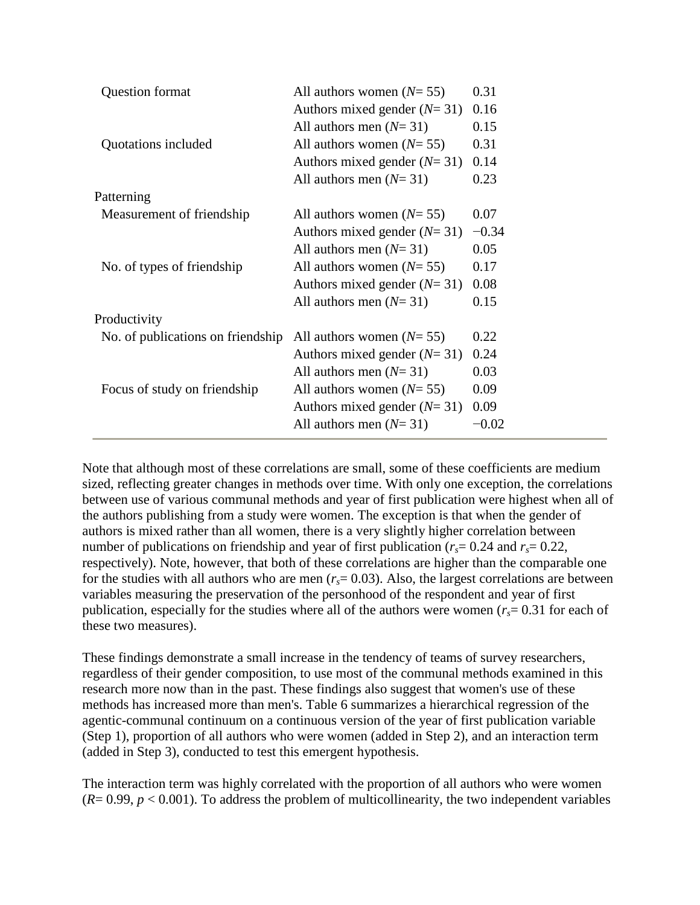| | | |
|---|---|---|
| Question format | All authors women ($N$= 55) | 0.31 |
| | Authors mixed gender ($N$= 31) | 0.16 |
| | All authors men ($N$= 31) | 0.15 |
| Quotations included | All authors women ($N$= 55) | 0.31 |
| | Authors mixed gender ($N$= 31) | 0.14 |
| | All authors men ($N$= 31) | 0.23 |
| Patterning | | |
| Measurement of friendship | All authors women ($N$= 55) | 0.07 |
| | Authors mixed gender ($N$= 31) | −0.34 |
| | All authors men ($N$= 31) | 0.05 |
| No. of types of friendship | All authors women ($N$= 55) | 0.17 |
| | Authors mixed gender ($N$= 31) | 0.08 |
| | All authors men ($N$= 31) | 0.15 |
| Productivity | | |
| No. of publications on friendship | All authors women ($N$= 55) | 0.22 |
| | Authors mixed gender ($N$= 31) | 0.24 |
| | All authors men ($N$= 31) | 0.03 |
| Focus of study on friendship | All authors women ($N$= 55) | 0.09 |
| | Authors mixed gender ($N$= 31) | 0.09 |
| | All authors men ($N$= 31) | −0.02 |

Note that although most of these correlations are small, some of these coefficients are medium sized, reflecting greater changes in methods over time. With only one exception, the correlations between use of various communal methods and year of first publication were highest when all of the authors publishing from a study were women. The exception is that when the gender of authors is mixed rather than all women, there is a very slightly higher correlation between number of publications on friendship and year of first publication ($r_s$= 0.24 and $r_s$= 0.22, respectively). Note, however, that both of these correlations are higher than the comparable one for the studies with all authors who are men ($r_s$= 0.03). Also, the largest correlations are between variables measuring the preservation of the personhood of the respondent and year of first publication, especially for the studies where all of the authors were women ($r_s$= 0.31 for each of these two measures).

These findings demonstrate a small increase in the tendency of teams of survey researchers, regardless of their gender composition, to use most of the communal methods examined in this research more now than in the past. These findings also suggest that women's use of these methods has increased more than men's. Table 6 summarizes a hierarchical regression of the agentic-communal continuum on a continuous version of the year of first publication variable (Step 1), proportion of all authors who were women (added in Step 2), and an interaction term (added in Step 3), conducted to test this emergent hypothesis.

The interaction term was highly correlated with the proportion of all authors who were women ($R$= 0.99, $p$ < 0.001). To address the problem of multicollinearity, the two independent variables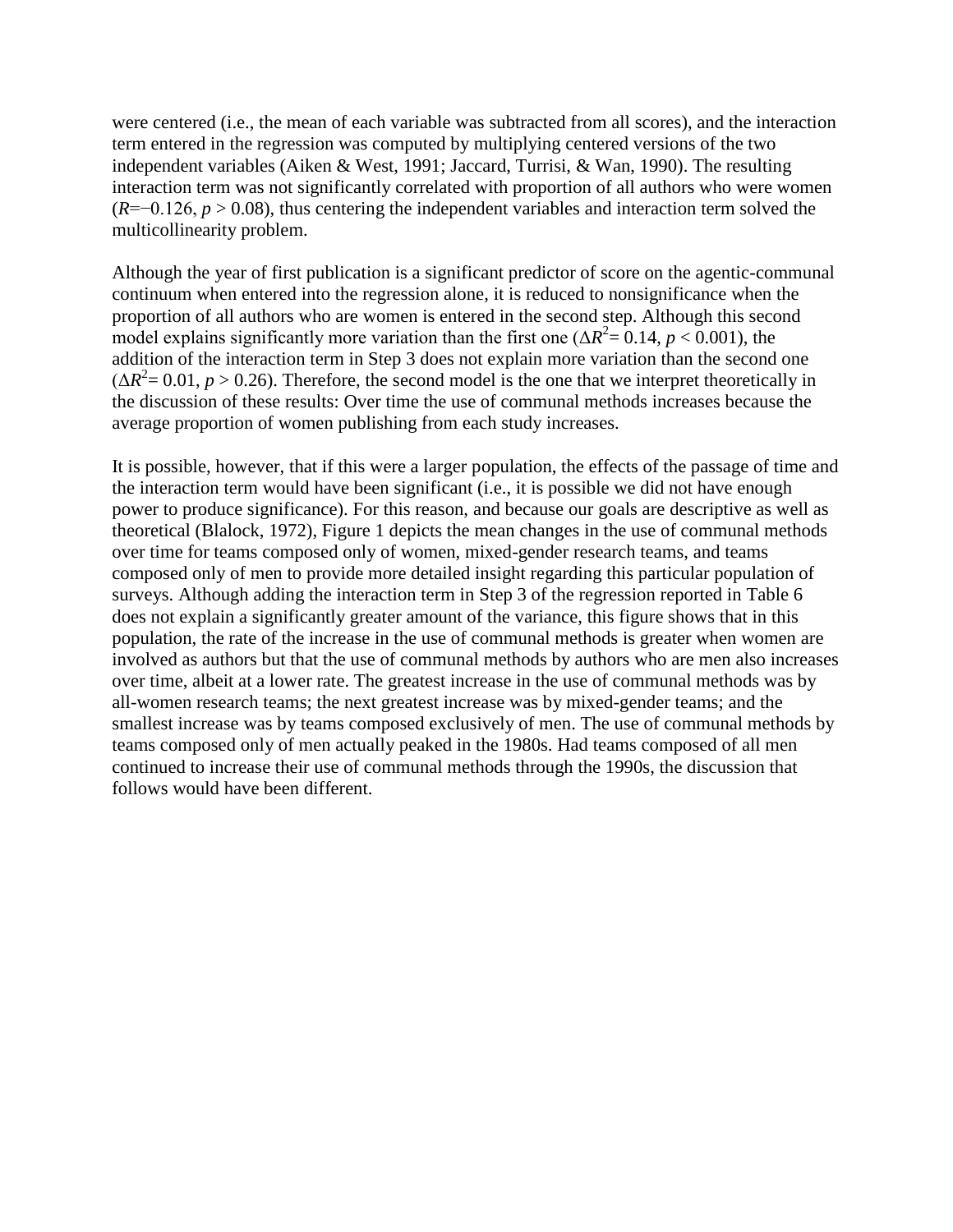were centered (i.e., the mean of each variable was subtracted from all scores), and the interaction term entered in the regression was computed by multiplying centered versions of the two independent variables (Aiken & West, 1991; Jaccard, Turrisi, & Wan, 1990). The resulting interaction term was not significantly correlated with proportion of all authors who were women ($R = -0.126$, $p > 0.08$), thus centering the independent variables and interaction term solved the multicollinearity problem.

Although the year of first publication is a significant predictor of score on the agentic-communal continuum when entered into the regression alone, it is reduced to nonsignificance when the proportion of all authors who are women is entered in the second step. Although this second model explains significantly more variation than the first one ($\Delta R^2 = 0.14$, $p < 0.001$), the addition of the interaction term in Step 3 does not explain more variation than the second one ($\Delta R^2 = 0.01$, $p > 0.26$). Therefore, the second model is the one that we interpret theoretically in the discussion of these results: Over time the use of communal methods increases because the average proportion of women publishing from each study increases.

It is possible, however, that if this were a larger population, the effects of the passage of time and the interaction term would have been significant (i.e., it is possible we did not have enough power to produce significance). For this reason, and because our goals are descriptive as well as theoretical (Blalock, 1972), Figure 1 depicts the mean changes in the use of communal methods over time for teams composed only of women, mixed-gender research teams, and teams composed only of men to provide more detailed insight regarding this particular population of surveys. Although adding the interaction term in Step 3 of the regression reported in Table 6 does not explain a significantly greater amount of the variance, this figure shows that in this population, the rate of the increase in the use of communal methods is greater when women are involved as authors but that the use of communal methods by authors who are men also increases over time, albeit at a lower rate. The greatest increase in the use of communal methods was by all-women research teams; the next greatest increase was by mixed-gender teams; and the smallest increase was by teams composed exclusively of men. The use of communal methods by teams composed only of men actually peaked in the 1980s. Had teams composed of all men continued to increase their use of communal methods through the 1990s, the discussion that follows would have been different.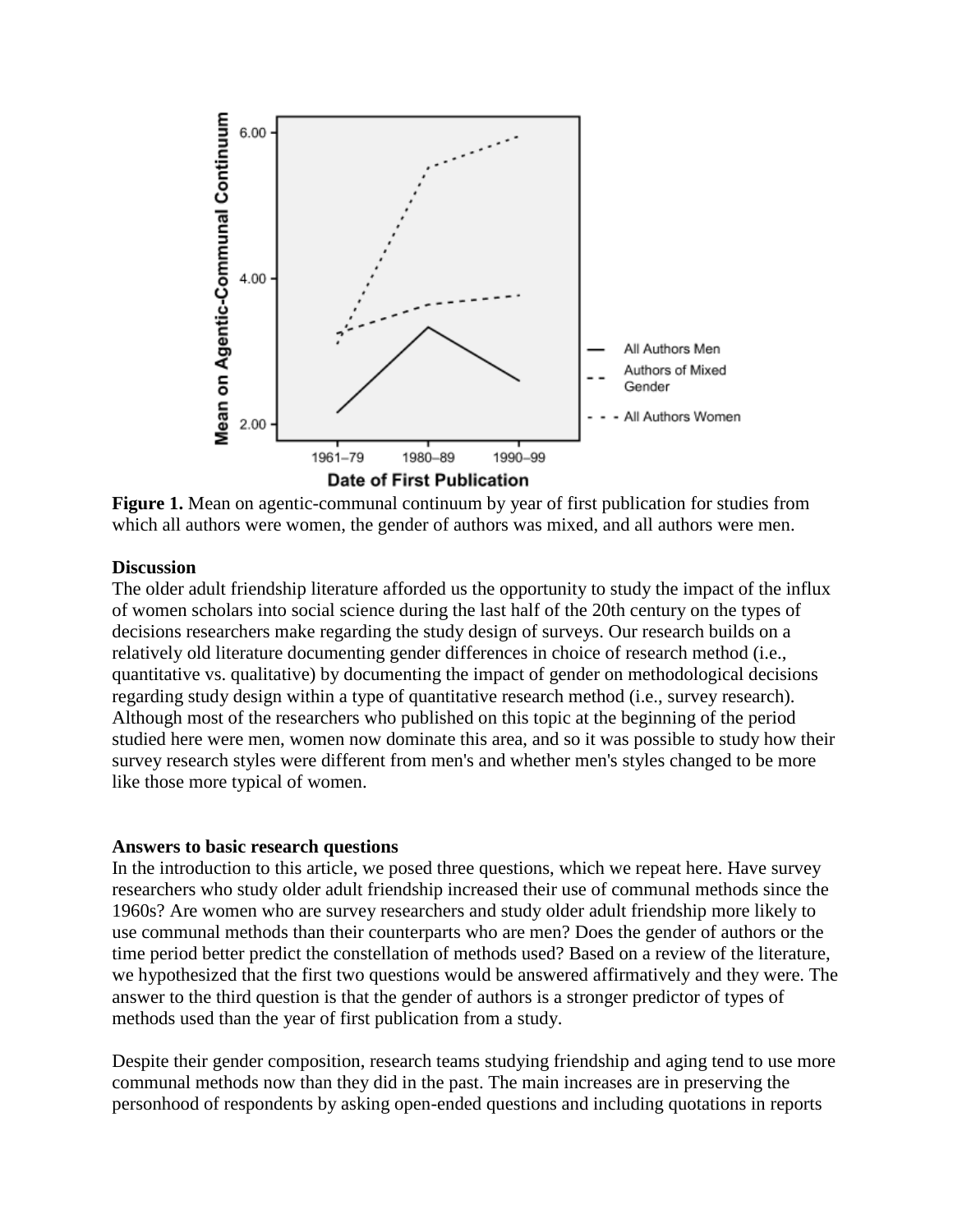**Figure 1.** Mean on agentic-communal continuum by year of first publication for studies from which all authors were women, the gender of authors was mixed, and all authors were men.

**Discussion**

The older adult friendship literature afforded us the opportunity to study the impact of the influx of women scholars into social science during the last half of the 20th century on the types of decisions researchers make regarding the study design of surveys. Our research builds on a relatively old literature documenting gender differences in choice of research method (i.e., quantitative vs. qualitative) by documenting the impact of gender on methodological decisions regarding study design within a type of quantitative research method (i.e., survey research). Although most of the researchers who published on this topic at the beginning of the period studied here were men, women now dominate this area, and so it was possible to study how their survey research styles were different from men's and whether men's styles changed to be more like those more typical of women.

**Answers to basic research questions**

In the introduction to this article, we posed three questions, which we repeat here. Have survey researchers who study older adult friendship increased their use of communal methods since the 1960s? Are women who are survey researchers and study older adult friendship more likely to use communal methods than their counterparts who are men? Does the gender of authors or the time period better predict the constellation of methods used? Based on a review of the literature, we hypothesized that the first two questions would be answered affirmatively and they were. The answer to the third question is that the gender of authors is a stronger predictor of types of methods used than the year of first publication from a study.

Despite their gender composition, research teams studying friendship and aging tend to use more communal methods now than they did in the past. The main increases are in preserving the personhood of respondents by asking open-ended questions and including quotations in reports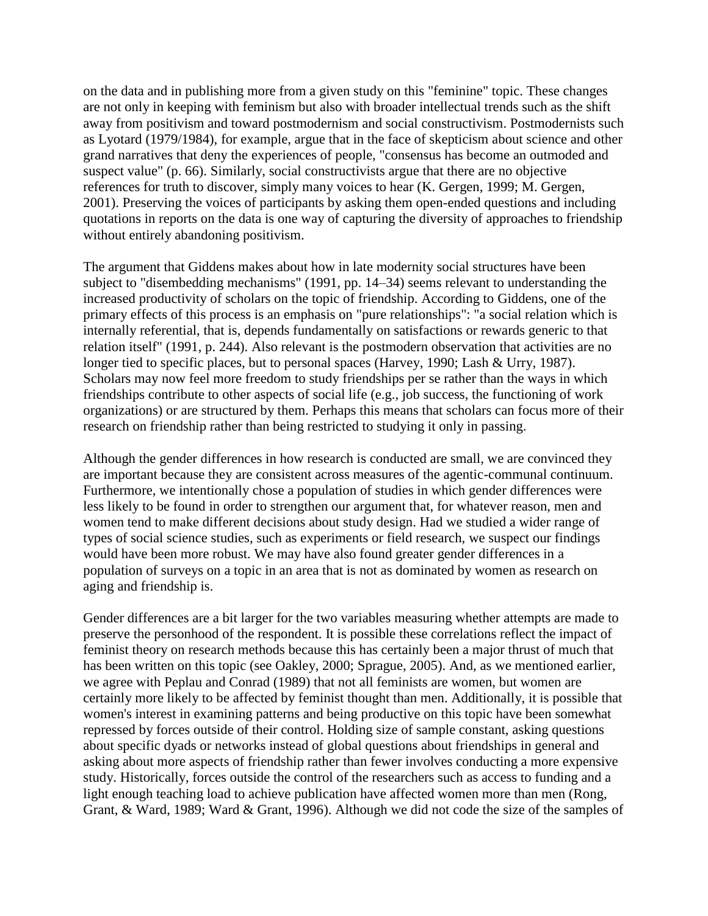on the data and in publishing more from a given study on this "feminine" topic. These changes are not only in keeping with feminism but also with broader intellectual trends such as the shift away from positivism and toward postmodernism and social constructivism. Postmodernists such as Lyotard (1979/1984), for example, argue that in the face of skepticism about science and other grand narratives that deny the experiences of people, "consensus has become an outmoded and suspect value" (p. 66). Similarly, social constructivists argue that there are no objective references for truth to discover, simply many voices to hear (K. Gergen, 1999; M. Gergen, 2001). Preserving the voices of participants by asking them open-ended questions and including quotations in reports on the data is one way of capturing the diversity of approaches to friendship without entirely abandoning positivism.

The argument that Giddens makes about how in late modernity social structures have been subject to "disembedding mechanisms" (1991, pp. 14–34) seems relevant to understanding the increased productivity of scholars on the topic of friendship. According to Giddens, one of the primary effects of this process is an emphasis on "pure relationships": "a social relation which is internally referential, that is, depends fundamentally on satisfactions or rewards generic to that relation itself" (1991, p. 244). Also relevant is the postmodern observation that activities are no longer tied to specific places, but to personal spaces (Harvey, 1990; Lash & Urry, 1987). Scholars may now feel more freedom to study friendships per se rather than the ways in which friendships contribute to other aspects of social life (e.g., job success, the functioning of work organizations) or are structured by them. Perhaps this means that scholars can focus more of their research on friendship rather than being restricted to studying it only in passing.

Although the gender differences in how research is conducted are small, we are convinced they are important because they are consistent across measures of the agentic-communal continuum. Furthermore, we intentionally chose a population of studies in which gender differences were less likely to be found in order to strengthen our argument that, for whatever reason, men and women tend to make different decisions about study design. Had we studied a wider range of types of social science studies, such as experiments or field research, we suspect our findings would have been more robust. We may have also found greater gender differences in a population of surveys on a topic in an area that is not as dominated by women as research on aging and friendship is.

Gender differences are a bit larger for the two variables measuring whether attempts are made to preserve the personhood of the respondent. It is possible these correlations reflect the impact of feminist theory on research methods because this has certainly been a major thrust of much that has been written on this topic (see Oakley, 2000; Sprague, 2005). And, as we mentioned earlier, we agree with Peplau and Conrad (1989) that not all feminists are women, but women are certainly more likely to be affected by feminist thought than men. Additionally, it is possible that women's interest in examining patterns and being productive on this topic have been somewhat repressed by forces outside of their control. Holding size of sample constant, asking questions about specific dyads or networks instead of global questions about friendships in general and asking about more aspects of friendship rather than fewer involves conducting a more expensive study. Historically, forces outside the control of the researchers such as access to funding and a light enough teaching load to achieve publication have affected women more than men (Rong, Grant, & Ward, 1989; Ward & Grant, 1996). Although we did not code the size of the samples of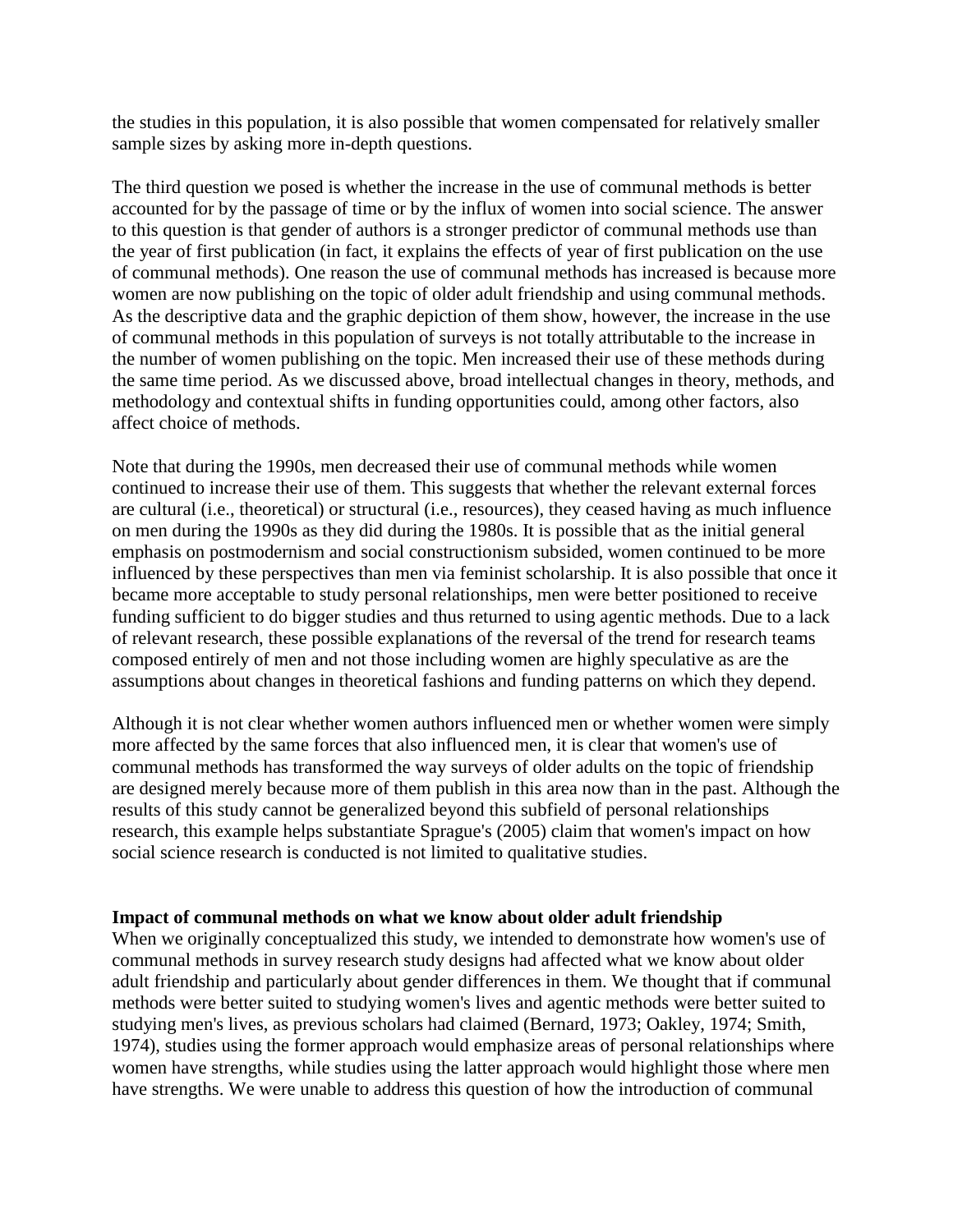the studies in this population, it is also possible that women compensated for relatively smaller sample sizes by asking more in-depth questions.

The third question we posed is whether the increase in the use of communal methods is better accounted for by the passage of time or by the influx of women into social science. The answer to this question is that gender of authors is a stronger predictor of communal methods use than the year of first publication (in fact, it explains the effects of year of first publication on the use of communal methods). One reason the use of communal methods has increased is because more women are now publishing on the topic of older adult friendship and using communal methods. As the descriptive data and the graphic depiction of them show, however, the increase in the use of communal methods in this population of surveys is not totally attributable to the increase in the number of women publishing on the topic. Men increased their use of these methods during the same time period. As we discussed above, broad intellectual changes in theory, methods, and methodology and contextual shifts in funding opportunities could, among other factors, also affect choice of methods.

Note that during the 1990s, men decreased their use of communal methods while women continued to increase their use of them. This suggests that whether the relevant external forces are cultural (i.e., theoretical) or structural (i.e., resources), they ceased having as much influence on men during the 1990s as they did during the 1980s. It is possible that as the initial general emphasis on postmodernism and social constructionism subsided, women continued to be more influenced by these perspectives than men via feminist scholarship. It is also possible that once it became more acceptable to study personal relationships, men were better positioned to receive funding sufficient to do bigger studies and thus returned to using agentic methods. Due to a lack of relevant research, these possible explanations of the reversal of the trend for research teams composed entirely of men and not those including women are highly speculative as are the assumptions about changes in theoretical fashions and funding patterns on which they depend.

Although it is not clear whether women authors influenced men or whether women were simply more affected by the same forces that also influenced men, it is clear that women's use of communal methods has transformed the way surveys of older adults on the topic of friendship are designed merely because more of them publish in this area now than in the past. Although the results of this study cannot be generalized beyond this subfield of personal relationships research, this example helps substantiate Sprague's (2005) claim that women's impact on how social science research is conducted is not limited to qualitative studies.

**Impact of communal methods on what we know about older adult friendship**

When we originally conceptualized this study, we intended to demonstrate how women's use of communal methods in survey research study designs had affected what we know about older adult friendship and particularly about gender differences in them. We thought that if communal methods were better suited to studying women's lives and agentic methods were better suited to studying men's lives, as previous scholars had claimed (Bernard, 1973; Oakley, 1974; Smith, 1974), studies using the former approach would emphasize areas of personal relationships where women have strengths, while studies using the latter approach would highlight those where men have strengths. We were unable to address this question of how the introduction of communal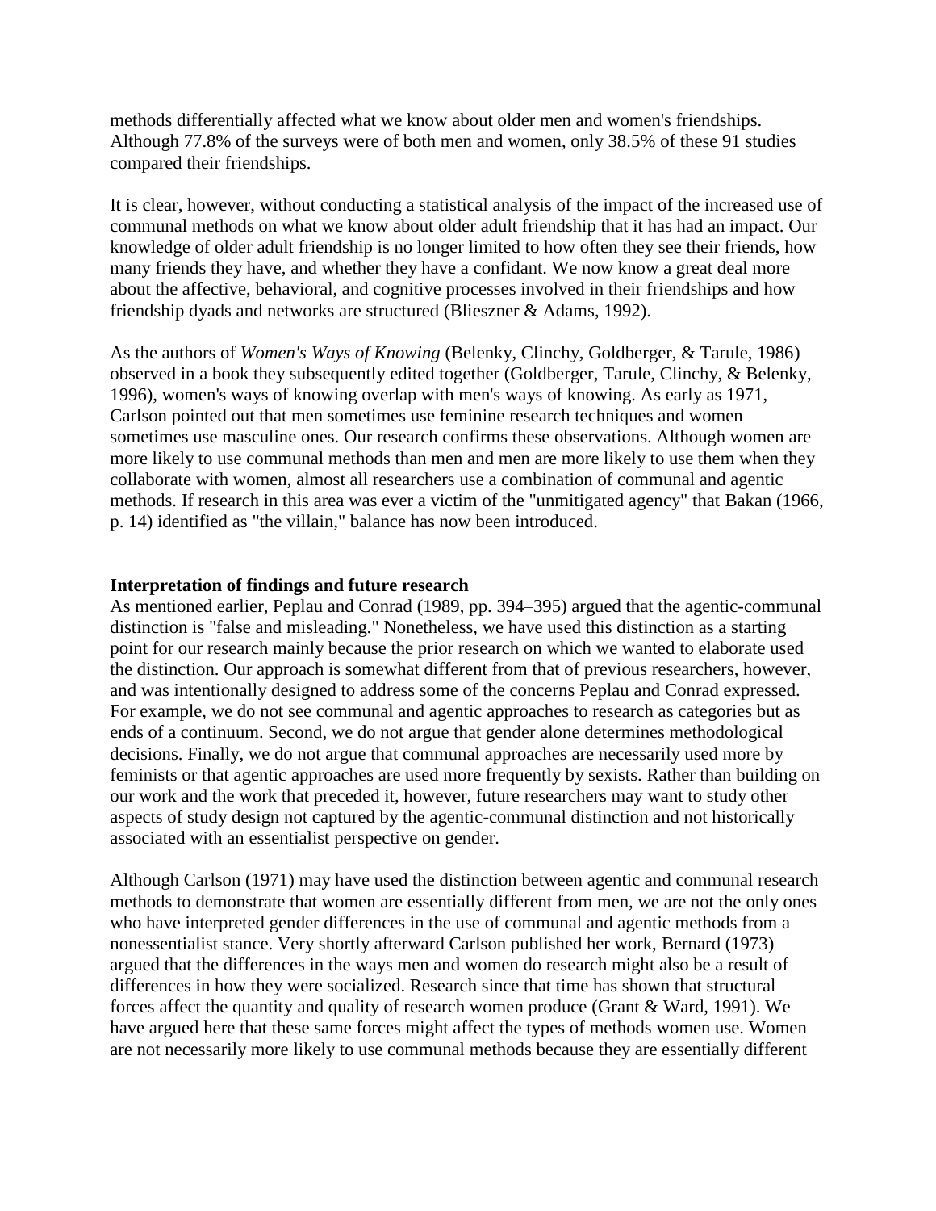methods differentially affected what we know about older men and women's friendships. Although 77.8% of the surveys were of both men and women, only 38.5% of these 91 studies compared their friendships.

It is clear, however, without conducting a statistical analysis of the impact of the increased use of communal methods on what we know about older adult friendship that it has had an impact. Our knowledge of older adult friendship is no longer limited to how often they see their friends, how many friends they have, and whether they have a confidant. We now know a great deal more about the affective, behavioral, and cognitive processes involved in their friendships and how friendship dyads and networks are structured (Blieszner & Adams, 1992).

As the authors of *Women's Ways of Knowing* (Belenky, Clinchy, Goldberger, & Tarule, 1986) observed in a book they subsequently edited together (Goldberger, Tarule, Clinchy, & Belenky, 1996), women's ways of knowing overlap with men's ways of knowing. As early as 1971, Carlson pointed out that men sometimes use feminine research techniques and women sometimes use masculine ones. Our research confirms these observations. Although women are more likely to use communal methods than men and men are more likely to use them when they collaborate with women, almost all researchers use a combination of communal and agentic methods. If research in this area was ever a victim of the "unmitigated agency" that Bakan (1966, p. 14) identified as "the villain," balance has now been introduced.

**Interpretation of findings and future research**

As mentioned earlier, Peplau and Conrad (1989, pp. 394–395) argued that the agentic-communal distinction is "false and misleading." Nonetheless, we have used this distinction as a starting point for our research mainly because the prior research on which we wanted to elaborate used the distinction. Our approach is somewhat different from that of previous researchers, however, and was intentionally designed to address some of the concerns Peplau and Conrad expressed. For example, we do not see communal and agentic approaches to research as categories but as ends of a continuum. Second, we do not argue that gender alone determines methodological decisions. Finally, we do not argue that communal approaches are necessarily used more by feminists or that agentic approaches are used more frequently by sexists. Rather than building on our work and the work that preceded it, however, future researchers may want to study other aspects of study design not captured by the agentic-communal distinction and not historically associated with an essentialist perspective on gender.

Although Carlson (1971) may have used the distinction between agentic and communal research methods to demonstrate that women are essentially different from men, we are not the only ones who have interpreted gender differences in the use of communal and agentic methods from a nonessentialist stance. Very shortly afterward Carlson published her work, Bernard (1973) argued that the differences in the ways men and women do research might also be a result of differences in how they were socialized. Research since that time has shown that structural forces affect the quantity and quality of research women produce (Grant & Ward, 1991). We have argued here that these same forces might affect the types of methods women use. Women are not necessarily more likely to use communal methods because they are essentially different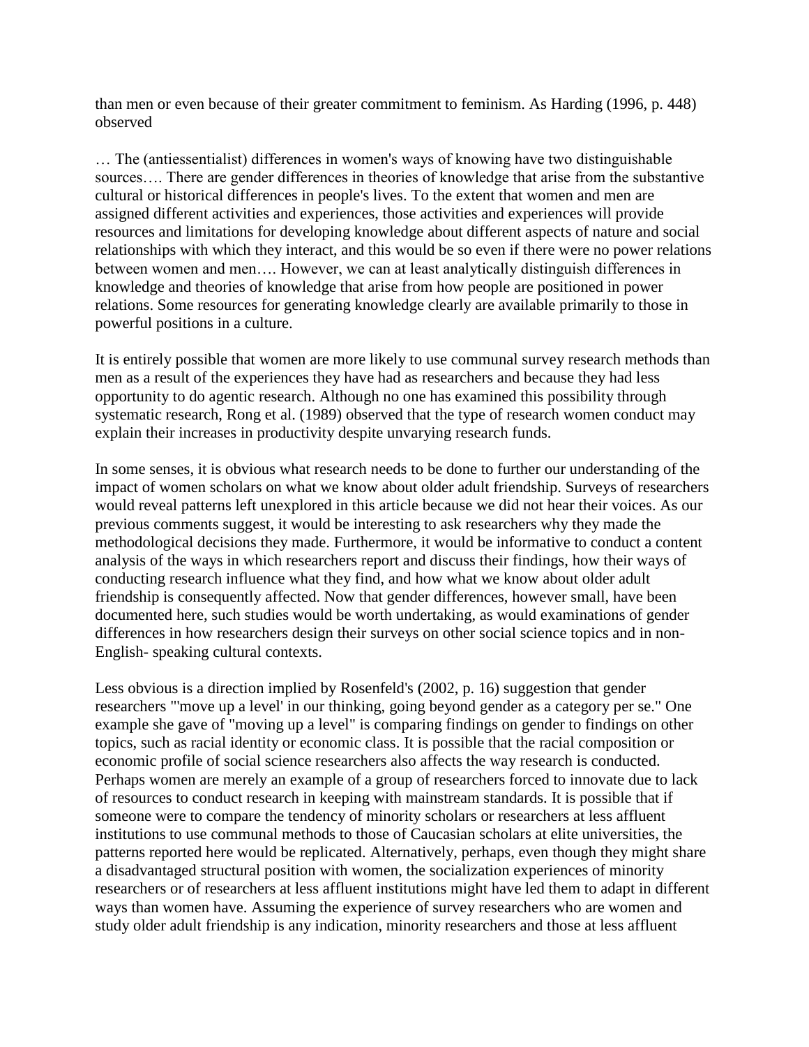than men or even because of their greater commitment to feminism. As Harding (1996, p. 448) observed

… The (antiessentialist) differences in women's ways of knowing have two distinguishable sources…. There are gender differences in theories of knowledge that arise from the substantive cultural or historical differences in people's lives. To the extent that women and men are assigned different activities and experiences, those activities and experiences will provide resources and limitations for developing knowledge about different aspects of nature and social relationships with which they interact, and this would be so even if there were no power relations between women and men…. However, we can at least analytically distinguish differences in knowledge and theories of knowledge that arise from how people are positioned in power relations. Some resources for generating knowledge clearly are available primarily to those in powerful positions in a culture.

It is entirely possible that women are more likely to use communal survey research methods than men as a result of the experiences they have had as researchers and because they had less opportunity to do agentic research. Although no one has examined this possibility through systematic research, Rong et al. (1989) observed that the type of research women conduct may explain their increases in productivity despite unvarying research funds.

In some senses, it is obvious what research needs to be done to further our understanding of the impact of women scholars on what we know about older adult friendship. Surveys of researchers would reveal patterns left unexplored in this article because we did not hear their voices. As our previous comments suggest, it would be interesting to ask researchers why they made the methodological decisions they made. Furthermore, it would be informative to conduct a content analysis of the ways in which researchers report and discuss their findings, how their ways of conducting research influence what they find, and how what we know about older adult friendship is consequently affected. Now that gender differences, however small, have been documented here, such studies would be worth undertaking, as would examinations of gender differences in how researchers design their surveys on other social science topics and in non-English- speaking cultural contexts.

Less obvious is a direction implied by Rosenfeld's (2002, p. 16) suggestion that gender researchers "'move up a level' in our thinking, going beyond gender as a category per se." One example she gave of "moving up a level" is comparing findings on gender to findings on other topics, such as racial identity or economic class. It is possible that the racial composition or economic profile of social science researchers also affects the way research is conducted. Perhaps women are merely an example of a group of researchers forced to innovate due to lack of resources to conduct research in keeping with mainstream standards. It is possible that if someone were to compare the tendency of minority scholars or researchers at less affluent institutions to use communal methods to those of Caucasian scholars at elite universities, the patterns reported here would be replicated. Alternatively, perhaps, even though they might share a disadvantaged structural position with women, the socialization experiences of minority researchers or of researchers at less affluent institutions might have led them to adapt in different ways than women have. Assuming the experience of survey researchers who are women and study older adult friendship is any indication, minority researchers and those at less affluent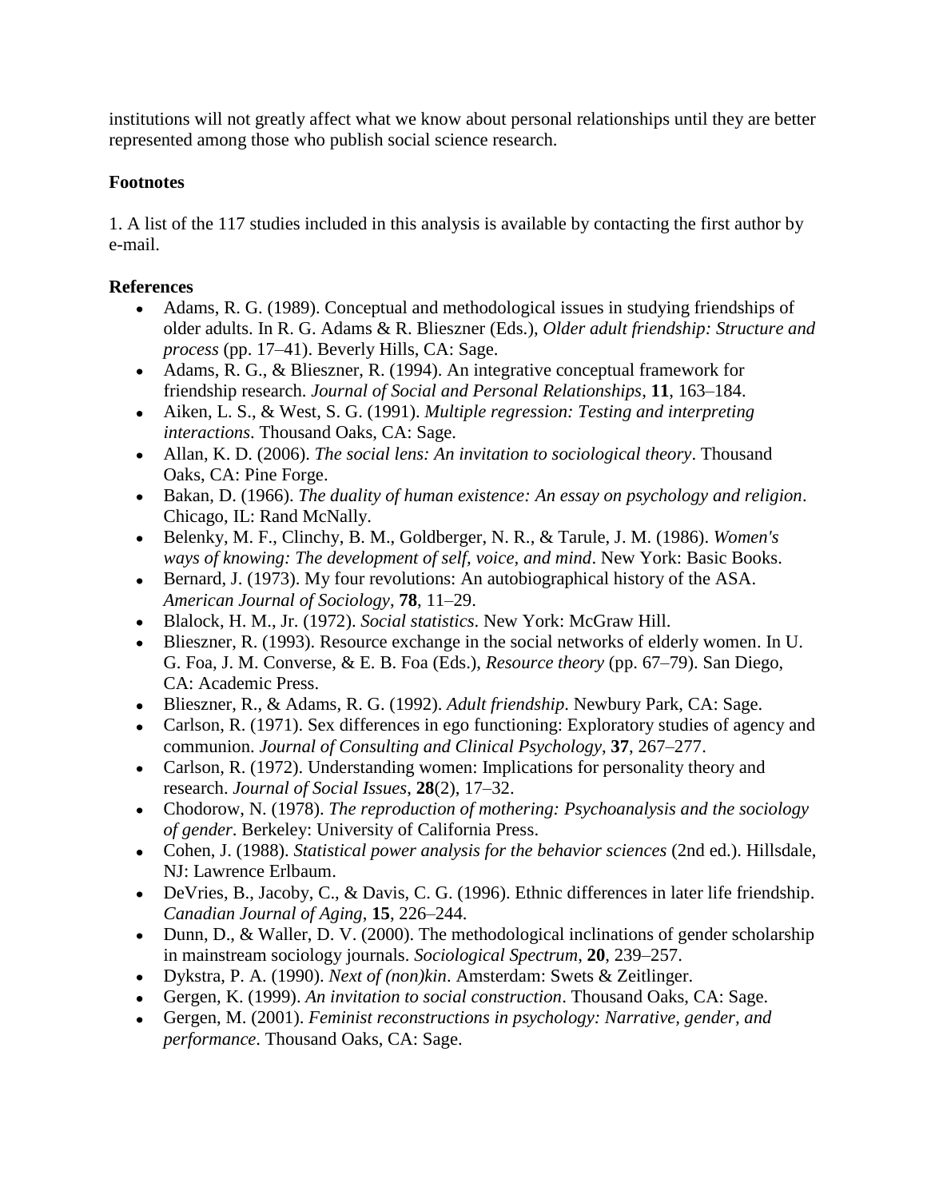institutions will not greatly affect what we know about personal relationships until they are better represented among those who publish social science research.

**Footnotes**

1. A list of the 117 studies included in this analysis is available by contacting the first author by e-mail.

**References**

- Adams, R. G. (1989). Conceptual and methodological issues in studying friendships of older adults. In R. G. Adams & R. Blieszner (Eds.), *Older adult friendship: Structure and process* (pp. 17–41). Beverly Hills, CA: Sage.
- Adams, R. G., & Blieszner, R. (1994). An integrative conceptual framework for friendship research. *Journal of Social and Personal Relationships*, **11**, 163–184.
- Aiken, L. S., & West, S. G. (1991). *Multiple regression: Testing and interpreting interactions*. Thousand Oaks, CA: Sage.
- Allan, K. D. (2006). *The social lens: An invitation to sociological theory*. Thousand Oaks, CA: Pine Forge.
- Bakan, D. (1966). *The duality of human existence: An essay on psychology and religion*. Chicago, IL: Rand McNally.
- Belenky, M. F., Clinchy, B. M., Goldberger, N. R., & Tarule, J. M. (1986). *Women's ways of knowing: The development of self, voice, and mind*. New York: Basic Books.
- Bernard, J. (1973). My four revolutions: An autobiographical history of the ASA. *American Journal of Sociology*, **78**, 11–29.
- Blalock, H. M., Jr. (1972). *Social statistics*. New York: McGraw Hill.
- Blieszner, R. (1993). Resource exchange in the social networks of elderly women. In U. G. Foa, J. M. Converse, & E. B. Foa (Eds.), *Resource theory* (pp. 67–79). San Diego, CA: Academic Press.
- Blieszner, R., & Adams, R. G. (1992). *Adult friendship*. Newbury Park, CA: Sage.
- Carlson, R. (1971). Sex differences in ego functioning: Exploratory studies of agency and communion. *Journal of Consulting and Clinical Psychology*, **37**, 267–277.
- Carlson, R. (1972). Understanding women: Implications for personality theory and research. *Journal of Social Issues*, **28**(2), 17–32.
- Chodorow, N. (1978). *The reproduction of mothering: Psychoanalysis and the sociology of gender*. Berkeley: University of California Press.
- Cohen, J. (1988). *Statistical power analysis for the behavior sciences* (2nd ed.). Hillsdale, NJ: Lawrence Erlbaum.
- DeVries, B., Jacoby, C., & Davis, C. G. (1996). Ethnic differences in later life friendship. *Canadian Journal of Aging*, **15**, 226–244.
- Dunn, D., & Waller, D. V. (2000). The methodological inclinations of gender scholarship in mainstream sociology journals. *Sociological Spectrum*, **20**, 239–257.
- Dykstra, P. A. (1990). *Next of (non)kin*. Amsterdam: Swets & Zeitlinger.
- Gergen, K. (1999). *An invitation to social construction*. Thousand Oaks, CA: Sage.
- Gergen, M. (2001). *Feminist reconstructions in psychology: Narrative, gender, and performance*. Thousand Oaks, CA: Sage.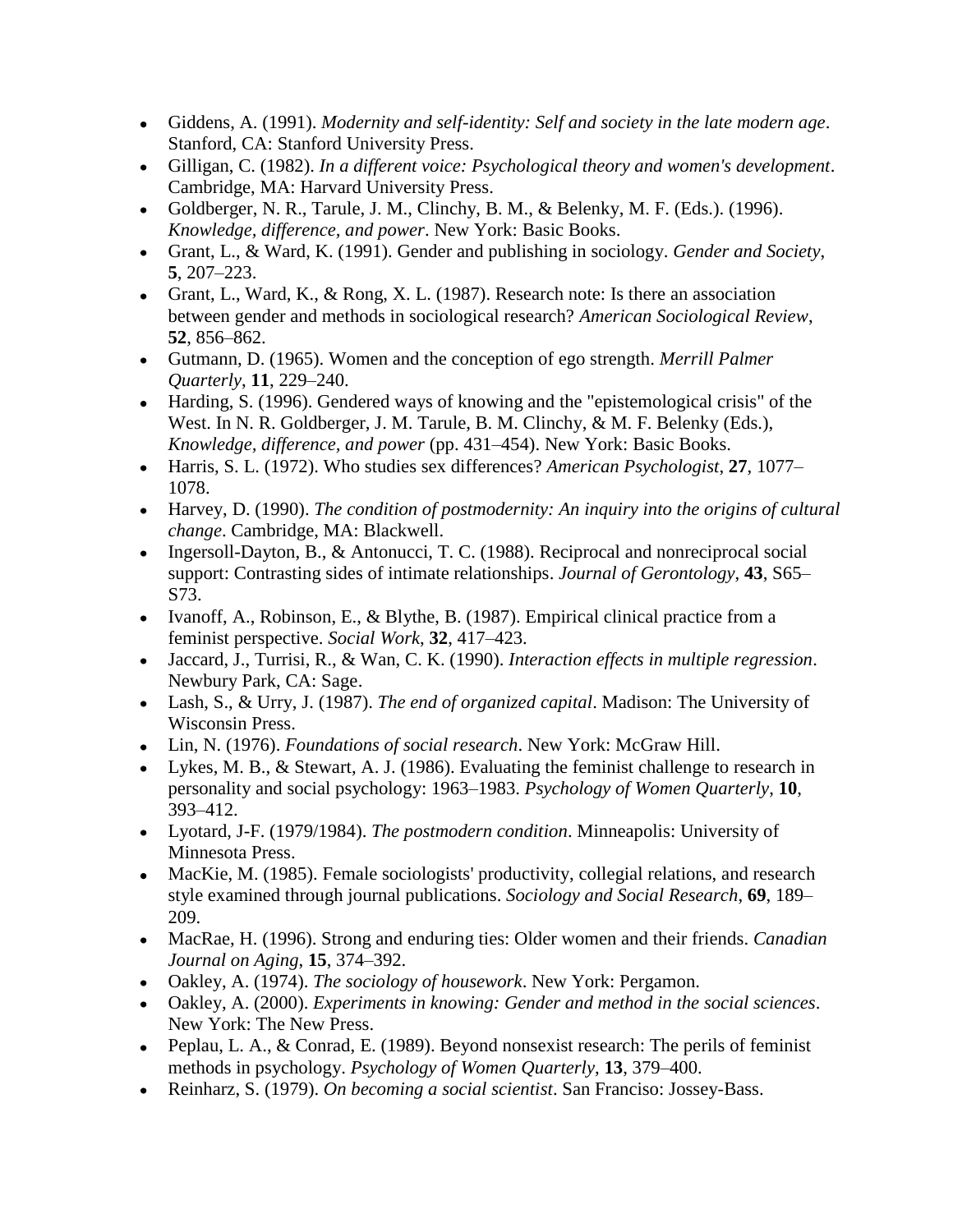- Giddens, A. (1991). *Modernity and self-identity: Self and society in the late modern age*. Stanford, CA: Stanford University Press.
- Gilligan, C. (1982). *In a different voice: Psychological theory and women's development*. Cambridge, MA: Harvard University Press.
- Goldberger, N. R., Tarule, J. M., Clinchy, B. M., & Belenky, M. F. (Eds.). (1996). *Knowledge, difference, and power*. New York: Basic Books.
- Grant, L., & Ward, K. (1991). Gender and publishing in sociology. *Gender and Society*, **5**, 207–223.
- Grant, L., Ward, K., & Rong, X. L. (1987). Research note: Is there an association between gender and methods in sociological research? *American Sociological Review*, **52**, 856–862.
- Gutmann, D. (1965). Women and the conception of ego strength. *Merrill Palmer Quarterly*, **11**, 229–240.
- Harding, S. (1996). Gendered ways of knowing and the "epistemological crisis" of the West. In N. R. Goldberger, J. M. Tarule, B. M. Clinchy, & M. F. Belenky (Eds.), *Knowledge, difference, and power* (pp. 431–454). New York: Basic Books.
- Harris, S. L. (1972). Who studies sex differences? *American Psychologist*, **27**, 1077–1078.
- Harvey, D. (1990). *The condition of postmodernity: An inquiry into the origins of cultural change*. Cambridge, MA: Blackwell.
- Ingersoll-Dayton, B., & Antonucci, T. C. (1988). Reciprocal and nonreciprocal social support: Contrasting sides of intimate relationships. *Journal of Gerontology*, **43**, S65–S73.
- Ivanoff, A., Robinson, E., & Blythe, B. (1987). Empirical clinical practice from a feminist perspective. *Social Work*, **32**, 417–423.
- Jaccard, J., Turrisi, R., & Wan, C. K. (1990). *Interaction effects in multiple regression*. Newbury Park, CA: Sage.
- Lash, S., & Urry, J. (1987). *The end of organized capital*. Madison: The University of Wisconsin Press.
- Lin, N. (1976). *Foundations of social research*. New York: McGraw Hill.
- Lykes, M. B., & Stewart, A. J. (1986). Evaluating the feminist challenge to research in personality and social psychology: 1963–1983. *Psychology of Women Quarterly*, **10**, 393–412.
- Lyotard, J-F. (1979/1984). *The postmodern condition*. Minneapolis: University of Minnesota Press.
- MacKie, M. (1985). Female sociologists' productivity, collegial relations, and research style examined through journal publications. *Sociology and Social Research*, **69**, 189–209.
- MacRae, H. (1996). Strong and enduring ties: Older women and their friends. *Canadian Journal on Aging*, **15**, 374–392.
- Oakley, A. (1974). *The sociology of housework*. New York: Pergamon.
- Oakley, A. (2000). *Experiments in knowing: Gender and method in the social sciences*. New York: The New Press.
- Peplau, L. A., & Conrad, E. (1989). Beyond nonsexist research: The perils of feminist methods in psychology. *Psychology of Women Quarterly*, **13**, 379–400.
- Reinharz, S. (1979). *On becoming a social scientist*. San Franciso: Jossey-Bass.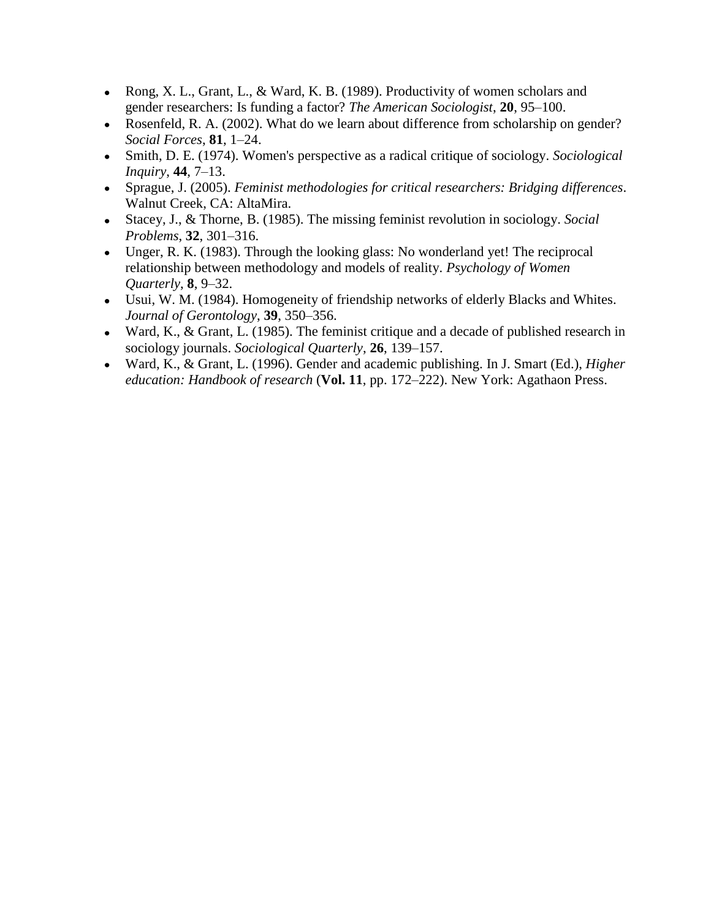- Rong, X. L., Grant, L., & Ward, K. B. (1989). Productivity of women scholars and gender researchers: Is funding a factor? *The American Sociologist*, **20**, 95–100.
- Rosenfeld, R. A. (2002). What do we learn about difference from scholarship on gender? *Social Forces*, **81**, 1–24.
- Smith, D. E. (1974). Women's perspective as a radical critique of sociology. *Sociological Inquiry*, **44**, 7–13.
- Sprague, J. (2005). *Feminist methodologies for critical researchers: Bridging differences*. Walnut Creek, CA: AltaMira.
- Stacey, J., & Thorne, B. (1985). The missing feminist revolution in sociology. *Social Problems*, **32**, 301–316.
- Unger, R. K. (1983). Through the looking glass: No wonderland yet! The reciprocal relationship between methodology and models of reality. *Psychology of Women Quarterly*, **8**, 9–32.
- Usui, W. M. (1984). Homogeneity of friendship networks of elderly Blacks and Whites. *Journal of Gerontology*, **39**, 350–356.
- Ward, K., & Grant, L. (1985). The feminist critique and a decade of published research in sociology journals. *Sociological Quarterly*, **26**, 139–157.
- Ward, K., & Grant, L. (1996). Gender and academic publishing. In J. Smart (Ed.), *Higher education: Handbook of research* (**Vol. 11**, pp. 172–222). New York: Agathaon Press.